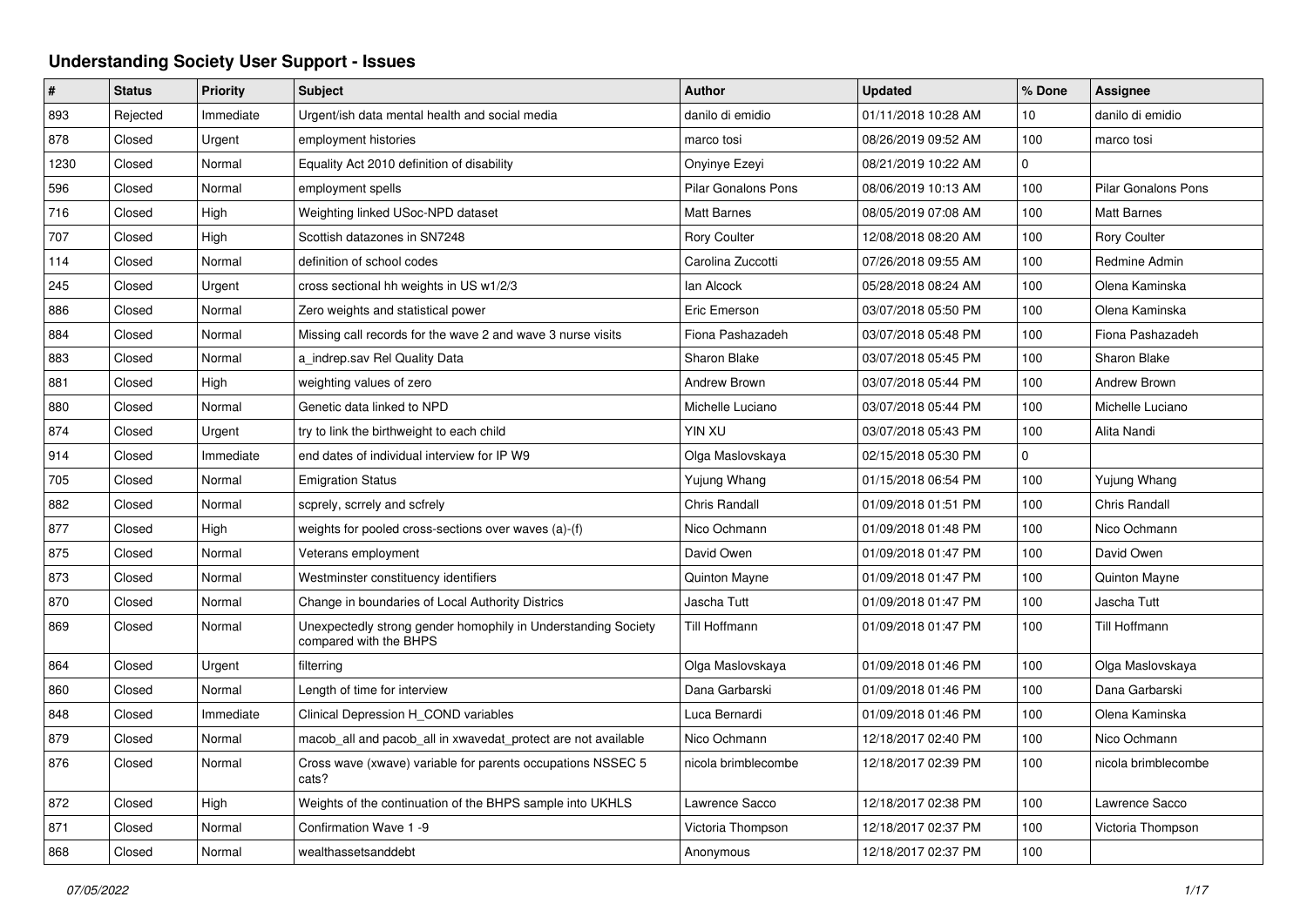# Understanding Society User Support - Issues

| # | Status | Priority | Subject | Author | Updated | % Done | Assignee |
|---|---|---|---|---|---|---|---|
| 893 | Rejected | Immediate | Urgent/ish data mental health and social media | danilo di emidio | 01/11/2018 10:28 AM | 10 | danilo di emidio |
| 878 | Closed | Urgent | employment histories | marco tosi | 08/26/2019 09:52 AM | 100 | marco tosi |
| 1230 | Closed | Normal | Equality Act 2010 definition of disability | Onyinye Ezeyi | 08/21/2019 10:22 AM | 0 | |
| 596 | Closed | Normal | employment spells | Pilar Gonalons Pons | 08/06/2019 10:13 AM | 100 | Pilar Gonalons Pons |
| 716 | Closed | High | Weighting linked USoc-NPD dataset | Matt Barnes | 08/05/2019 07:08 AM | 100 | Matt Barnes |
| 707 | Closed | High | Scottish datazones in SN7248 | Rory Coulter | 12/08/2018 08:20 AM | 100 | Rory Coulter |
| 114 | Closed | Normal | definition of school codes | Carolina Zuccotti | 07/26/2018 09:55 AM | 100 | Redmine Admin |
| 245 | Closed | Urgent | cross sectional hh weights in US w1/2/3 | Ian Alcock | 05/28/2018 08:24 AM | 100 | Olena Kaminska |
| 886 | Closed | Normal | Zero weights and statistical power | Eric Emerson | 03/07/2018 05:50 PM | 100 | Olena Kaminska |
| 884 | Closed | Normal | Missing call records for the wave 2 and wave 3 nurse visits | Fiona Pashazadeh | 03/07/2018 05:48 PM | 100 | Fiona Pashazadeh |
| 883 | Closed | Normal | a_indrep.sav Rel Quality Data | Sharon Blake | 03/07/2018 05:45 PM | 100 | Sharon Blake |
| 881 | Closed | High | weighting values of zero | Andrew Brown | 03/07/2018 05:44 PM | 100 | Andrew Brown |
| 880 | Closed | Normal | Genetic data linked to NPD | Michelle Luciano | 03/07/2018 05:44 PM | 100 | Michelle Luciano |
| 874 | Closed | Urgent | try to link the birthweight to each child | YIN XU | 03/07/2018 05:43 PM | 100 | Alita Nandi |
| 914 | Closed | Immediate | end dates of individual interview for IP W9 | Olga Maslovskaya | 02/15/2018 05:30 PM | 0 | |
| 705 | Closed | Normal | Emigration Status | Yujung Whang | 01/15/2018 06:54 PM | 100 | Yujung Whang |
| 882 | Closed | Normal | scprely, scrrely and scfrely | Chris Randall | 01/09/2018 01:51 PM | 100 | Chris Randall |
| 877 | Closed | High | weights for pooled cross-sections over waves (a)-(f) | Nico Ochmann | 01/09/2018 01:48 PM | 100 | Nico Ochmann |
| 875 | Closed | Normal | Veterans employment | David Owen | 01/09/2018 01:47 PM | 100 | David Owen |
| 873 | Closed | Normal | Westminster constituency identifiers | Quinton Mayne | 01/09/2018 01:47 PM | 100 | Quinton Mayne |
| 870 | Closed | Normal | Change in boundaries of Local Authority Districts | Jascha Tutt | 01/09/2018 01:47 PM | 100 | Jascha Tutt |
| 869 | Closed | Normal | Unexpectedly strong gender homophily in Understanding Society compared with the BHPS | Till Hoffmann | 01/09/2018 01:47 PM | 100 | Till Hoffmann |
| 864 | Closed | Urgent | filterring | Olga Maslovskaya | 01/09/2018 01:46 PM | 100 | Olga Maslovskaya |
| 860 | Closed | Normal | Length of time for interview | Dana Garbarski | 01/09/2018 01:46 PM | 100 | Dana Garbarski |
| 848 | Closed | Immediate | Clinical Depression H_COND variables | Luca Bernardi | 01/09/2018 01:46 PM | 100 | Olena Kaminska |
| 879 | Closed | Normal | macob_all and pacob_all in xwavedat_protect are not available | Nico Ochmann | 12/18/2017 02:40 PM | 100 | Nico Ochmann |
| 876 | Closed | Normal | Cross wave (xwave) variable for parents occupations NSSEC 5 cats? | nicola brimblecombe | 12/18/2017 02:39 PM | 100 | nicola brimblecombe |
| 872 | Closed | High | Weights of the continuation of the BHPS sample into UKHLS | Lawrence Sacco | 12/18/2017 02:38 PM | 100 | Lawrence Sacco |
| 871 | Closed | Normal | Confirmation Wave 1 -9 | Victoria Thompson | 12/18/2017 02:37 PM | 100 | Victoria Thompson |
| 868 | Closed | Normal | wealthassetsanddebt | Anonymous | 12/18/2017 02:37 PM | 100 | |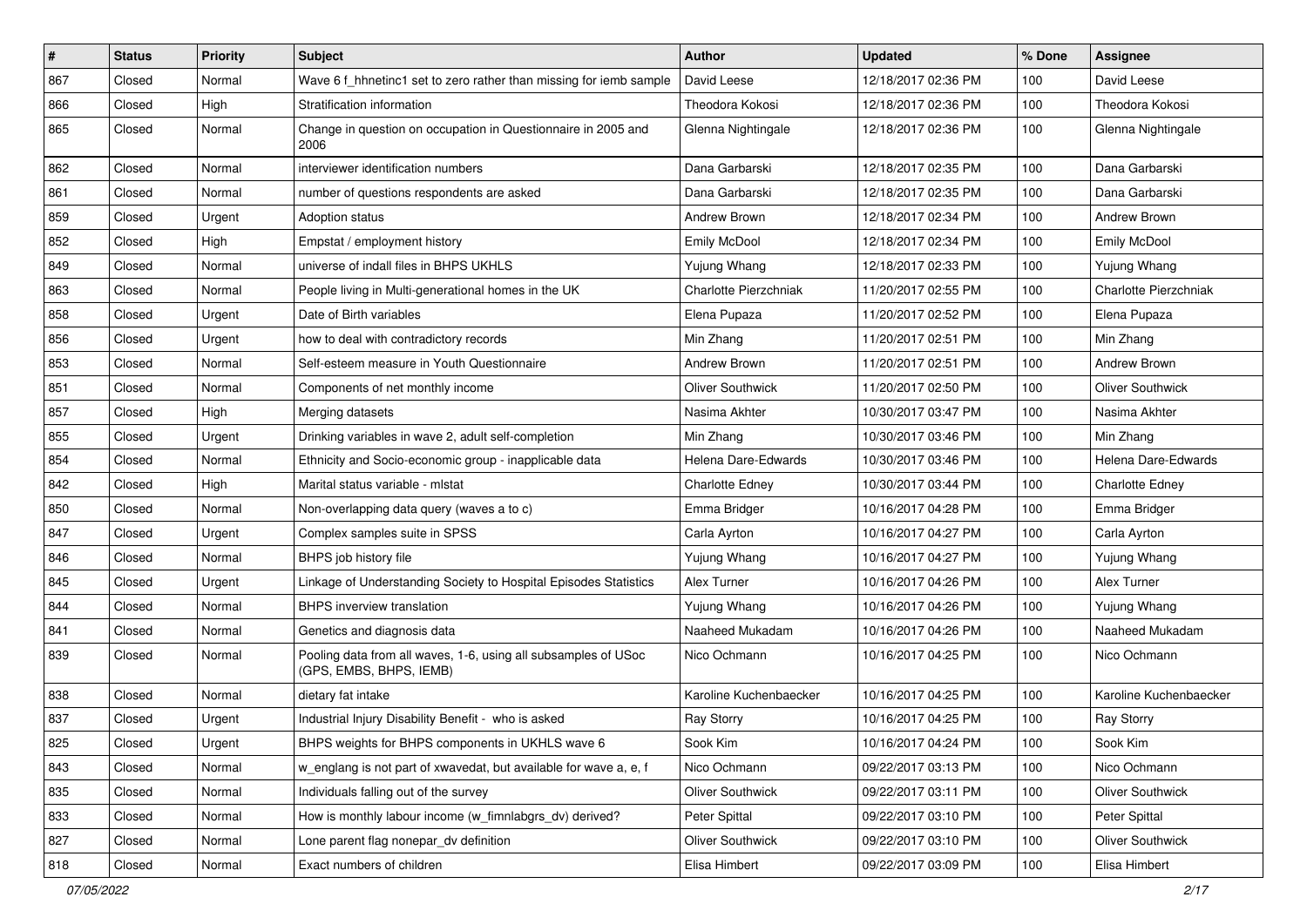| # | Status | Priority | Subject | Author | Updated | % Done | Assignee |
| --- | --- | --- | --- | --- | --- | --- | --- |
| 867 | Closed | Normal | Wave 6 f_hhnetinc1 set to zero rather than missing for iemb sample | David Leese | 12/18/2017 02:36 PM | 100 | David Leese |
| 866 | Closed | High | Stratification information | Theodora Kokosi | 12/18/2017 02:36 PM | 100 | Theodora Kokosi |
| 865 | Closed | Normal | Change in question on occupation in Questionnaire in 2005 and 2006 | Glenna Nightingale | 12/18/2017 02:36 PM | 100 | Glenna Nightingale |
| 862 | Closed | Normal | interviewer identification numbers | Dana Garbarski | 12/18/2017 02:35 PM | 100 | Dana Garbarski |
| 861 | Closed | Normal | number of questions respondents are asked | Dana Garbarski | 12/18/2017 02:35 PM | 100 | Dana Garbarski |
| 859 | Closed | Urgent | Adoption status | Andrew Brown | 12/18/2017 02:34 PM | 100 | Andrew Brown |
| 852 | Closed | High | Empstat / employment history | Emily McDool | 12/18/2017 02:34 PM | 100 | Emily McDool |
| 849 | Closed | Normal | universe of indall files in BHPS UKHLS | Yujung Whang | 12/18/2017 02:33 PM | 100 | Yujung Whang |
| 863 | Closed | Normal | People living in Multi-generational homes in the UK | Charlotte Pierzchniak | 11/20/2017 02:55 PM | 100 | Charlotte Pierzchniak |
| 858 | Closed | Urgent | Date of Birth variables | Elena Pupaza | 11/20/2017 02:52 PM | 100 | Elena Pupaza |
| 856 | Closed | Urgent | how to deal with contradictory records | Min Zhang | 11/20/2017 02:51 PM | 100 | Min Zhang |
| 853 | Closed | Normal | Self-esteem measure in Youth Questionnaire | Andrew Brown | 11/20/2017 02:51 PM | 100 | Andrew Brown |
| 851 | Closed | Normal | Components of net monthly income | Oliver Southwick | 11/20/2017 02:50 PM | 100 | Oliver Southwick |
| 857 | Closed | High | Merging datasets | Nasima Akhter | 10/30/2017 03:47 PM | 100 | Nasima Akhter |
| 855 | Closed | Urgent | Drinking variables in wave 2, adult self-completion | Min Zhang | 10/30/2017 03:46 PM | 100 | Min Zhang |
| 854 | Closed | Normal | Ethnicity and Socio-economic group - inapplicable data | Helena Dare-Edwards | 10/30/2017 03:46 PM | 100 | Helena Dare-Edwards |
| 842 | Closed | High | Marital status variable - mlstat | Charlotte Edney | 10/30/2017 03:44 PM | 100 | Charlotte Edney |
| 850 | Closed | Normal | Non-overlapping data query (waves a to c) | Emma Bridger | 10/16/2017 04:28 PM | 100 | Emma Bridger |
| 847 | Closed | Urgent | Complex samples suite in SPSS | Carla Ayrton | 10/16/2017 04:27 PM | 100 | Carla Ayrton |
| 846 | Closed | Normal | BHPS job history file | Yujung Whang | 10/16/2017 04:27 PM | 100 | Yujung Whang |
| 845 | Closed | Urgent | Linkage of Understanding Society to Hospital Episodes Statistics | Alex Turner | 10/16/2017 04:26 PM | 100 | Alex Turner |
| 844 | Closed | Normal | BHPS inverview translation | Yujung Whang | 10/16/2017 04:26 PM | 100 | Yujung Whang |
| 841 | Closed | Normal | Genetics and diagnosis data | Naaheed Mukadam | 10/16/2017 04:26 PM | 100 | Naaheed Mukadam |
| 839 | Closed | Normal | Pooling data from all waves, 1-6, using all subsamples of USoc (GPS, EMBS, BHPS, IEMB) | Nico Ochmann | 10/16/2017 04:25 PM | 100 | Nico Ochmann |
| 838 | Closed | Normal | dietary fat intake | Karoline Kuchenbaecker | 10/16/2017 04:25 PM | 100 | Karoline Kuchenbaecker |
| 837 | Closed | Urgent | Industrial Injury Disability Benefit - who is asked | Ray Storry | 10/16/2017 04:25 PM | 100 | Ray Storry |
| 825 | Closed | Urgent | BHPS weights for BHPS components in UKHLS wave 6 | Sook Kim | 10/16/2017 04:24 PM | 100 | Sook Kim |
| 843 | Closed | Normal | w_englang is not part of xwavedat, but available for wave a, e, f | Nico Ochmann | 09/22/2017 03:13 PM | 100 | Nico Ochmann |
| 835 | Closed | Normal | Individuals falling out of the survey | Oliver Southwick | 09/22/2017 03:11 PM | 100 | Oliver Southwick |
| 833 | Closed | Normal | How is monthly labour income (w_fimnlabgrs_dv) derived? | Peter Spittal | 09/22/2017 03:10 PM | 100 | Peter Spittal |
| 827 | Closed | Normal | Lone parent flag nonepar_dv definition | Oliver Southwick | 09/22/2017 03:10 PM | 100 | Oliver Southwick |
| 818 | Closed | Normal | Exact numbers of children | Elisa Himbert | 09/22/2017 03:09 PM | 100 | Elisa Himbert |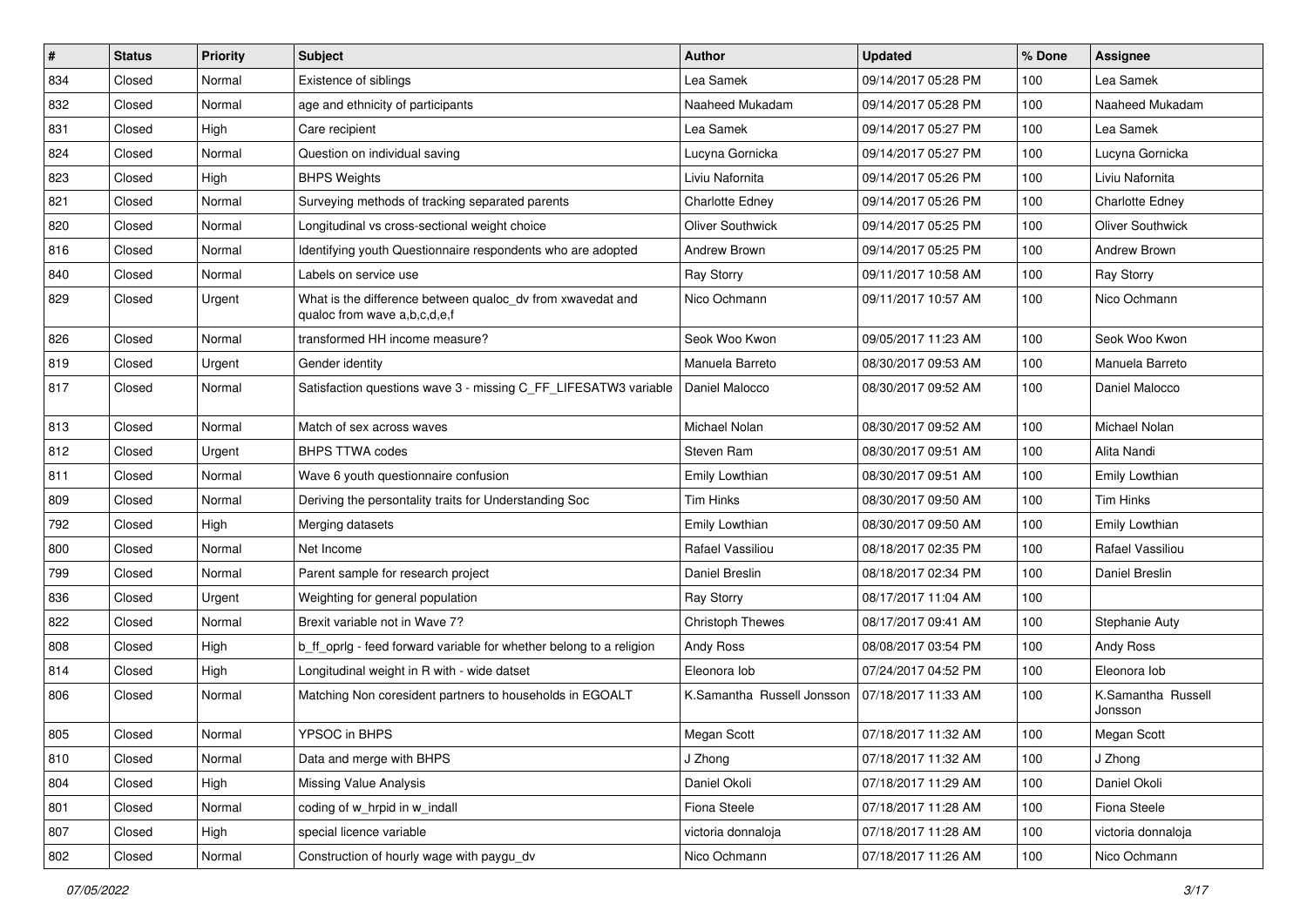| # | Status | Priority | Subject | Author | Updated | % Done | Assignee |
|---|---|---|---|---|---|---|---|
| 834 | Closed | Normal | Existence of siblings | Lea Samek | 09/14/2017 05:28 PM | 100 | Lea Samek |
| 832 | Closed | Normal | age and ethnicity of participants | Naaheed Mukadam | 09/14/2017 05:28 PM | 100 | Naaheed Mukadam |
| 831 | Closed | High | Care recipient | Lea Samek | 09/14/2017 05:27 PM | 100 | Lea Samek |
| 824 | Closed | Normal | Question on individual saving | Lucyna Gornicka | 09/14/2017 05:27 PM | 100 | Lucyna Gornicka |
| 823 | Closed | High | BHPS Weights | Liviu Nafornita | 09/14/2017 05:26 PM | 100 | Liviu Nafornita |
| 821 | Closed | Normal | Surveying methods of tracking separated parents | Charlotte Edney | 09/14/2017 05:26 PM | 100 | Charlotte Edney |
| 820 | Closed | Normal | Longitudinal vs cross-sectional weight choice | Oliver Southwick | 09/14/2017 05:25 PM | 100 | Oliver Southwick |
| 816 | Closed | Normal | Identifying youth Questionnaire respondents who are adopted | Andrew Brown | 09/14/2017 05:25 PM | 100 | Andrew Brown |
| 840 | Closed | Normal | Labels on service use | Ray Storry | 09/11/2017 10:58 AM | 100 | Ray Storry |
| 829 | Closed | Urgent | What is the difference between qualoc_dv from xwavedat and qualoc from wave a,b,c,d,e,f | Nico Ochmann | 09/11/2017 10:57 AM | 100 | Nico Ochmann |
| 826 | Closed | Normal | transformed HH income measure? | Seok Woo Kwon | 09/05/2017 11:23 AM | 100 | Seok Woo Kwon |
| 819 | Closed | Urgent | Gender identity | Manuela Barreto | 08/30/2017 09:53 AM | 100 | Manuela Barreto |
| 817 | Closed | Normal | Satisfaction questions wave 3 - missing C_FF_LIFESATW3 variable | Daniel Malocco | 08/30/2017 09:52 AM | 100 | Daniel Malocco |
| 813 | Closed | Normal | Match of sex across waves | Michael Nolan | 08/30/2017 09:52 AM | 100 | Michael Nolan |
| 812 | Closed | Urgent | BHPS TTWA codes | Steven Ram | 08/30/2017 09:51 AM | 100 | Alita Nandi |
| 811 | Closed | Normal | Wave 6 youth questionnaire confusion | Emily Lowthian | 08/30/2017 09:51 AM | 100 | Emily Lowthian |
| 809 | Closed | Normal | Deriving the persontality traits for Understanding Soc | Tim Hinks | 08/30/2017 09:50 AM | 100 | Tim Hinks |
| 792 | Closed | High | Merging datasets | Emily Lowthian | 08/30/2017 09:50 AM | 100 | Emily Lowthian |
| 800 | Closed | Normal | Net Income | Rafael Vassiliou | 08/18/2017 02:35 PM | 100 | Rafael Vassiliou |
| 799 | Closed | Normal | Parent sample for research project | Daniel Breslin | 08/18/2017 02:34 PM | 100 | Daniel Breslin |
| 836 | Closed | Urgent | Weighting for general population | Ray Storry | 08/17/2017 11:04 AM | 100 | |
| 822 | Closed | Normal | Brexit variable not in Wave 7? | Christoph Thewes | 08/17/2017 09:41 AM | 100 | Stephanie Auty |
| 808 | Closed | High | b_ff_oprlg - feed forward variable for whether belong to a religion | Andy Ross | 08/08/2017 03:54 PM | 100 | Andy Ross |
| 814 | Closed | High | Longitudinal weight in R with - wide datset | Eleonora Iob | 07/24/2017 04:52 PM | 100 | Eleonora Iob |
| 806 | Closed | Normal | Matching Non coresident partners to households in EGOALT | K.Samantha Russell Jonsson | 07/18/2017 11:33 AM | 100 | K.Samantha Russell Jonsson |
| 805 | Closed | Normal | YPSOC in BHPS | Megan Scott | 07/18/2017 11:32 AM | 100 | Megan Scott |
| 810 | Closed | Normal | Data and merge with BHPS | J Zhong | 07/18/2017 11:32 AM | 100 | J Zhong |
| 804 | Closed | High | Missing Value Analysis | Daniel Okoli | 07/18/2017 11:29 AM | 100 | Daniel Okoli |
| 801 | Closed | Normal | coding of w_hrpid in w_indall | Fiona Steele | 07/18/2017 11:28 AM | 100 | Fiona Steele |
| 807 | Closed | High | special licence variable | victoria donnaloja | 07/18/2017 11:28 AM | 100 | victoria donnaloja |
| 802 | Closed | Normal | Construction of hourly wage with paygu_dv | Nico Ochmann | 07/18/2017 11:26 AM | 100 | Nico Ochmann |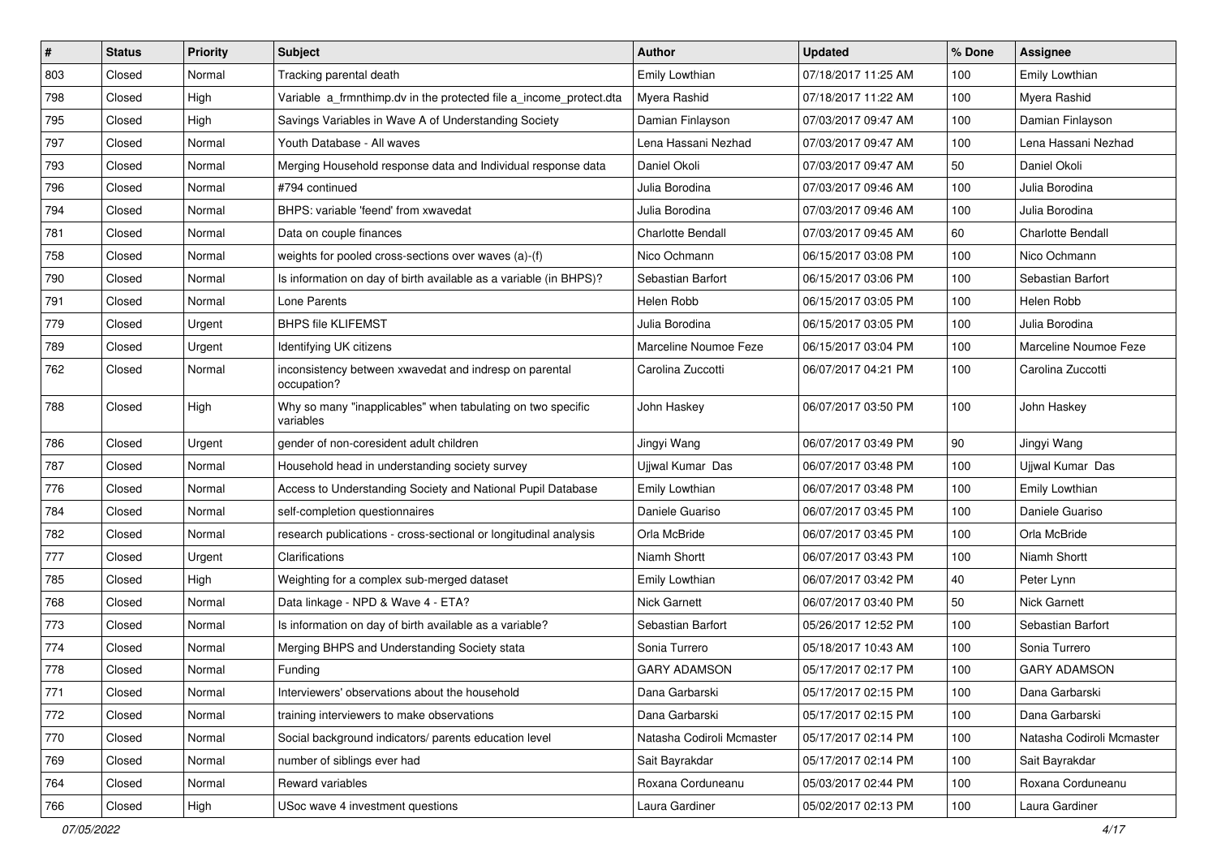| # | Status | Priority | Subject | Author | Updated | % Done | Assignee |
|---|---|---|---|---|---|---|---|
| 803 | Closed | Normal | Tracking parental death | Emily Lowthian | 07/18/2017 11:25 AM | 100 | Emily Lowthian |
| 798 | Closed | High | Variable a_frmnthimp.dv in the protected file a_income_protect.dta | Myera Rashid | 07/18/2017 11:22 AM | 100 | Myera Rashid |
| 795 | Closed | High | Savings Variables in Wave A of Understanding Society | Damian Finlayson | 07/03/2017 09:47 AM | 100 | Damian Finlayson |
| 797 | Closed | Normal | Youth Database - All waves | Lena Hassani Nezhad | 07/03/2017 09:47 AM | 100 | Lena Hassani Nezhad |
| 793 | Closed | Normal | Merging Household response data and Individual response data | Daniel Okoli | 07/03/2017 09:47 AM | 50 | Daniel Okoli |
| 796 | Closed | Normal | #794 continued | Julia Borodina | 07/03/2017 09:46 AM | 100 | Julia Borodina |
| 794 | Closed | Normal | BHPS: variable 'feend' from xwavedat | Julia Borodina | 07/03/2017 09:46 AM | 100 | Julia Borodina |
| 781 | Closed | Normal | Data on couple finances | Charlotte Bendall | 07/03/2017 09:45 AM | 60 | Charlotte Bendall |
| 758 | Closed | Normal | weights for pooled cross-sections over waves (a)-(f) | Nico Ochmann | 06/15/2017 03:08 PM | 100 | Nico Ochmann |
| 790 | Closed | Normal | Is information on day of birth available as a variable (in BHPS)? | Sebastian Barfort | 06/15/2017 03:06 PM | 100 | Sebastian Barfort |
| 791 | Closed | Normal | Lone Parents | Helen Robb | 06/15/2017 03:05 PM | 100 | Helen Robb |
| 779 | Closed | Urgent | BHPS file KLIFEMST | Julia Borodina | 06/15/2017 03:05 PM | 100 | Julia Borodina |
| 789 | Closed | Urgent | Identifying UK citizens | Marceline Noumoe Feze | 06/15/2017 03:04 PM | 100 | Marceline Noumoe Feze |
| 762 | Closed | Normal | inconsistency between xwavedat and indresp on parental occupation? | Carolina Zuccotti | 06/07/2017 04:21 PM | 100 | Carolina Zuccotti |
| 788 | Closed | High | Why so many "inapplicables" when tabulating on two specific variables | John Haskey | 06/07/2017 03:50 PM | 100 | John Haskey |
| 786 | Closed | Urgent | gender of non-coresident adult children | Jingyi Wang | 06/07/2017 03:49 PM | 90 | Jingyi Wang |
| 787 | Closed | Normal | Household head in understanding society survey | Ujjwal Kumar Das | 06/07/2017 03:48 PM | 100 | Ujjwal Kumar Das |
| 776 | Closed | Normal | Access to Understanding Society and National Pupil Database | Emily Lowthian | 06/07/2017 03:48 PM | 100 | Emily Lowthian |
| 784 | Closed | Normal | self-completion questionnaires | Daniele Guariso | 06/07/2017 03:45 PM | 100 | Daniele Guariso |
| 782 | Closed | Normal | research publications - cross-sectional or longitudinal analysis | Orla McBride | 06/07/2017 03:45 PM | 100 | Orla McBride |
| 777 | Closed | Urgent | Clarifications | Niamh Shortt | 06/07/2017 03:43 PM | 100 | Niamh Shortt |
| 785 | Closed | High | Weighting for a complex sub-merged dataset | Emily Lowthian | 06/07/2017 03:42 PM | 40 | Peter Lynn |
| 768 | Closed | Normal | Data linkage - NPD & Wave 4 - ETA? | Nick Garnett | 06/07/2017 03:40 PM | 50 | Nick Garnett |
| 773 | Closed | Normal | Is information on day of birth available as a variable? | Sebastian Barfort | 05/26/2017 12:52 PM | 100 | Sebastian Barfort |
| 774 | Closed | Normal | Merging BHPS and Understanding Society stata | Sonia Turrero | 05/18/2017 10:43 AM | 100 | Sonia Turrero |
| 778 | Closed | Normal | Funding | GARY ADAMSON | 05/17/2017 02:17 PM | 100 | GARY ADAMSON |
| 771 | Closed | Normal | Interviewers' observations about the household | Dana Garbarski | 05/17/2017 02:15 PM | 100 | Dana Garbarski |
| 772 | Closed | Normal | training interviewers to make observations | Dana Garbarski | 05/17/2017 02:15 PM | 100 | Dana Garbarski |
| 770 | Closed | Normal | Social background indicators/ parents education level | Natasha Codiroli Mcmaster | 05/17/2017 02:14 PM | 100 | Natasha Codiroli Mcmaster |
| 769 | Closed | Normal | number of siblings ever had | Sait Bayrakdar | 05/17/2017 02:14 PM | 100 | Sait Bayrakdar |
| 764 | Closed | Normal | Reward variables | Roxana Corduneanu | 05/03/2017 02:44 PM | 100 | Roxana Corduneanu |
| 766 | Closed | High | USoc wave 4 investment questions | Laura Gardiner | 05/02/2017 02:13 PM | 100 | Laura Gardiner |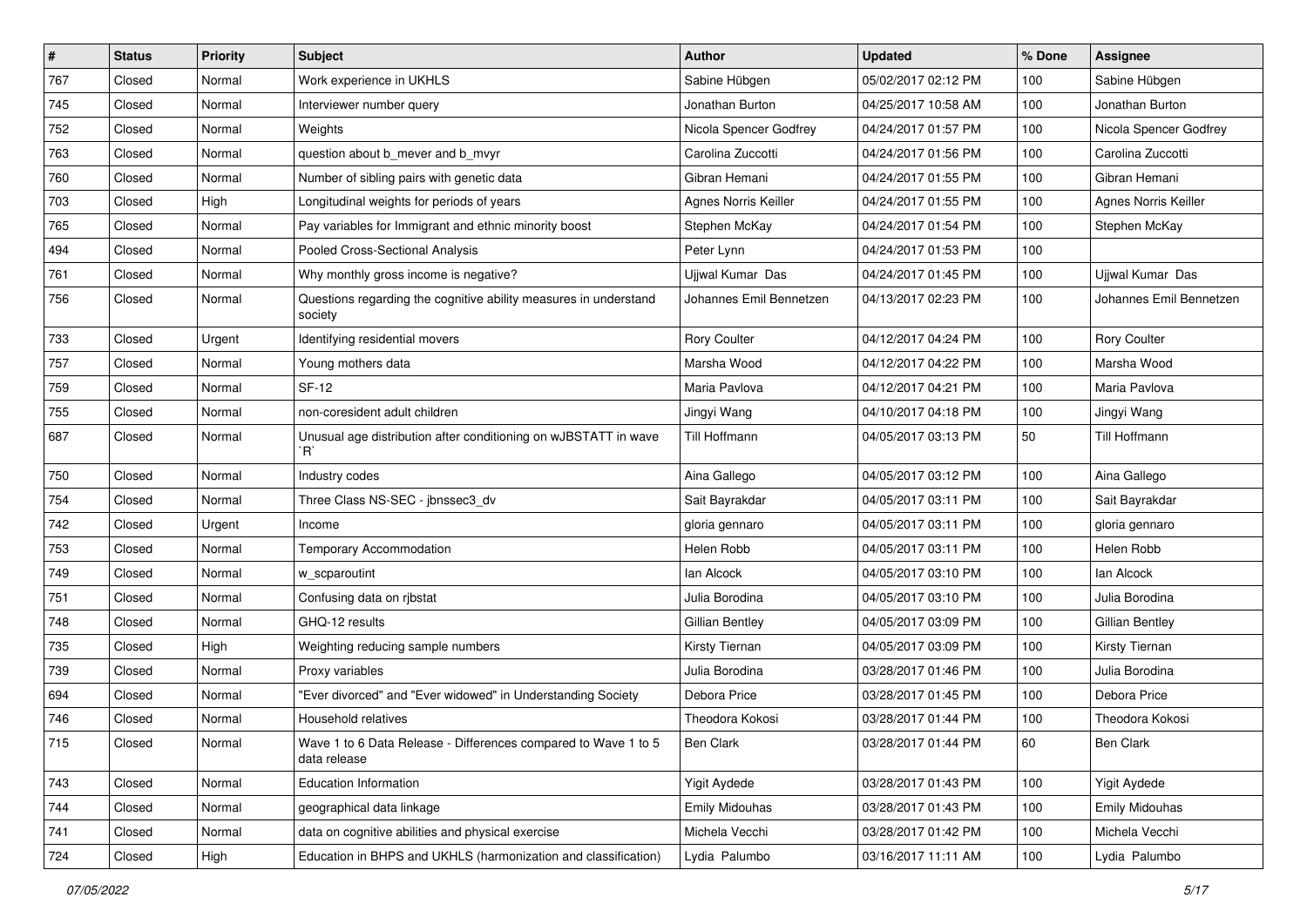| # | Status | Priority | Subject | Author | Updated | % Done | Assignee |
|---|---|---|---|---|---|---|---|
| 767 | Closed | Normal | Work experience in UKHLS | Sabine Hübgen | 05/02/2017 02:12 PM | 100 | Sabine Hübgen |
| 745 | Closed | Normal | Interviewer number query | Jonathan Burton | 04/25/2017 10:58 AM | 100 | Jonathan Burton |
| 752 | Closed | Normal | Weights | Nicola Spencer Godfrey | 04/24/2017 01:57 PM | 100 | Nicola Spencer Godfrey |
| 763 | Closed | Normal | question about b_mever and b_mvyr | Carolina Zuccotti | 04/24/2017 01:56 PM | 100 | Carolina Zuccotti |
| 760 | Closed | Normal | Number of sibling pairs with genetic data | Gibran Hemani | 04/24/2017 01:55 PM | 100 | Gibran Hemani |
| 703 | Closed | High | Longitudinal weights for periods of years | Agnes Norris Keiller | 04/24/2017 01:55 PM | 100 | Agnes Norris Keiller |
| 765 | Closed | Normal | Pay variables for Immigrant and ethnic minority boost | Stephen McKay | 04/24/2017 01:54 PM | 100 | Stephen McKay |
| 494 | Closed | Normal | Pooled Cross-Sectional Analysis | Peter Lynn | 04/24/2017 01:53 PM | 100 | |
| 761 | Closed | Normal | Why monthly gross income is negative? | Ujjwal Kumar Das | 04/24/2017 01:45 PM | 100 | Ujjwal Kumar Das |
| 756 | Closed | Normal | Questions regarding the cognitive ability measures in understand society | Johannes Emil Bennetzen | 04/13/2017 02:23 PM | 100 | Johannes Emil Bennetzen |
| 733 | Closed | Urgent | Identifying residential movers | Rory Coulter | 04/12/2017 04:24 PM | 100 | Rory Coulter |
| 757 | Closed | Normal | Young mothers data | Marsha Wood | 04/12/2017 04:22 PM | 100 | Marsha Wood |
| 759 | Closed | Normal | SF-12 | Maria Pavlova | 04/12/2017 04:21 PM | 100 | Maria Pavlova |
| 755 | Closed | Normal | non-coresident adult children | Jingyi Wang | 04/10/2017 04:18 PM | 100 | Jingyi Wang |
| 687 | Closed | Normal | Unusual age distribution after conditioning on wJBSTATT in wave `R` | Till Hoffmann | 04/05/2017 03:13 PM | 50 | Till Hoffmann |
| 750 | Closed | Normal | Industry codes | Aina Gallego | 04/05/2017 03:12 PM | 100 | Aina Gallego |
| 754 | Closed | Normal | Three Class NS-SEC - jbnssec3_dv | Sait Bayrakdar | 04/05/2017 03:11 PM | 100 | Sait Bayrakdar |
| 742 | Closed | Urgent | Income | gloria gennaro | 04/05/2017 03:11 PM | 100 | gloria gennaro |
| 753 | Closed | Normal | Temporary Accommodation | Helen Robb | 04/05/2017 03:11 PM | 100 | Helen Robb |
| 749 | Closed | Normal | w_scparoutint | Ian Alcock | 04/05/2017 03:10 PM | 100 | Ian Alcock |
| 751 | Closed | Normal | Confusing data on rjbstat | Julia Borodina | 04/05/2017 03:10 PM | 100 | Julia Borodina |
| 748 | Closed | Normal | GHQ-12 results | Gillian Bentley | 04/05/2017 03:09 PM | 100 | Gillian Bentley |
| 735 | Closed | High | Weighting reducing sample numbers | Kirsty Tiernan | 04/05/2017 03:09 PM | 100 | Kirsty Tiernan |
| 739 | Closed | Normal | Proxy variables | Julia Borodina | 03/28/2017 01:46 PM | 100 | Julia Borodina |
| 694 | Closed | Normal | "Ever divorced" and "Ever widowed" in Understanding Society | Debora Price | 03/28/2017 01:45 PM | 100 | Debora Price |
| 746 | Closed | Normal | Household relatives | Theodora Kokosi | 03/28/2017 01:44 PM | 100 | Theodora Kokosi |
| 715 | Closed | Normal | Wave 1 to 6 Data Release - Differences compared to Wave 1 to 5 data release | Ben Clark | 03/28/2017 01:44 PM | 60 | Ben Clark |
| 743 | Closed | Normal | Education Information | Yigit Aydede | 03/28/2017 01:43 PM | 100 | Yigit Aydede |
| 744 | Closed | Normal | geographical data linkage | Emily Midouhas | 03/28/2017 01:43 PM | 100 | Emily Midouhas |
| 741 | Closed | Normal | data on cognitive abilities and physical exercise | Michela Vecchi | 03/28/2017 01:42 PM | 100 | Michela Vecchi |
| 724 | Closed | High | Education in BHPS and UKHLS (harmonization and classification) | Lydia Palumbo | 03/16/2017 11:11 AM | 100 | Lydia Palumbo |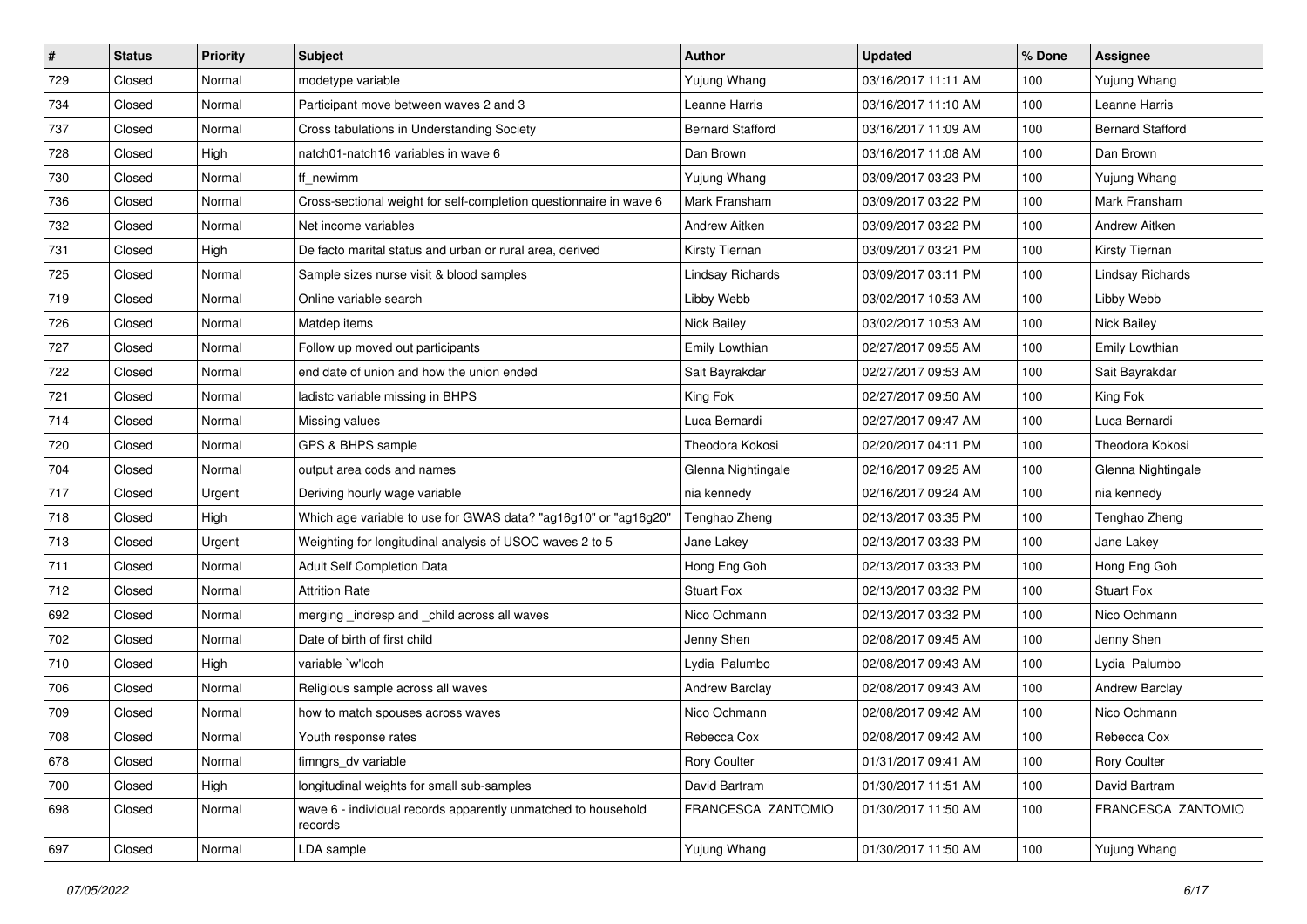| # | Status | Priority | Subject | Author | Updated | % Done | Assignee |
|---|---|---|---|---|---|---|---|
| 729 | Closed | Normal | modetype variable | Yujung Whang | 03/16/2017 11:11 AM | 100 | Yujung Whang |
| 734 | Closed | Normal | Participant move between waves 2 and 3 | Leanne Harris | 03/16/2017 11:10 AM | 100 | Leanne Harris |
| 737 | Closed | Normal | Cross tabulations in Understanding Society | Bernard Stafford | 03/16/2017 11:09 AM | 100 | Bernard Stafford |
| 728 | Closed | High | natch01-natch16 variables in wave 6 | Dan Brown | 03/16/2017 11:08 AM | 100 | Dan Brown |
| 730 | Closed | Normal | ff_newimm | Yujung Whang | 03/09/2017 03:23 PM | 100 | Yujung Whang |
| 736 | Closed | Normal | Cross-sectional weight for self-completion questionnaire in wave 6 | Mark Fransham | 03/09/2017 03:22 PM | 100 | Mark Fransham |
| 732 | Closed | Normal | Net income variables | Andrew Aitken | 03/09/2017 03:22 PM | 100 | Andrew Aitken |
| 731 | Closed | High | De facto marital status and urban or rural area, derived | Kirsty Tiernan | 03/09/2017 03:21 PM | 100 | Kirsty Tiernan |
| 725 | Closed | Normal | Sample sizes nurse visit & blood samples | Lindsay Richards | 03/09/2017 03:11 PM | 100 | Lindsay Richards |
| 719 | Closed | Normal | Online variable search | Libby Webb | 03/02/2017 10:53 AM | 100 | Libby Webb |
| 726 | Closed | Normal | Matdep items | Nick Bailey | 03/02/2017 10:53 AM | 100 | Nick Bailey |
| 727 | Closed | Normal | Follow up moved out participants | Emily Lowthian | 02/27/2017 09:55 AM | 100 | Emily Lowthian |
| 722 | Closed | Normal | end date of union and how the union ended | Sait Bayrakdar | 02/27/2017 09:53 AM | 100 | Sait Bayrakdar |
| 721 | Closed | Normal | ladistc variable missing in BHPS | King Fok | 02/27/2017 09:50 AM | 100 | King Fok |
| 714 | Closed | Normal | Missing values | Luca Bernardi | 02/27/2017 09:47 AM | 100 | Luca Bernardi |
| 720 | Closed | Normal | GPS & BHPS sample | Theodora Kokosi | 02/20/2017 04:11 PM | 100 | Theodora Kokosi |
| 704 | Closed | Normal | output area cods and names | Glenna Nightingale | 02/16/2017 09:25 AM | 100 | Glenna Nightingale |
| 717 | Closed | Urgent | Deriving hourly wage variable | nia kennedy | 02/16/2017 09:24 AM | 100 | nia kennedy |
| 718 | Closed | High | Which age variable to use for GWAS data? "ag16g10" or "ag16g20" | Tenghao Zheng | 02/13/2017 03:35 PM | 100 | Tenghao Zheng |
| 713 | Closed | Urgent | Weighting for longitudinal analysis of USOC waves 2 to 5 | Jane Lakey | 02/13/2017 03:33 PM | 100 | Jane Lakey |
| 711 | Closed | Normal | Adult Self Completion Data | Hong Eng Goh | 02/13/2017 03:33 PM | 100 | Hong Eng Goh |
| 712 | Closed | Normal | Attrition Rate | Stuart Fox | 02/13/2017 03:32 PM | 100 | Stuart Fox |
| 692 | Closed | Normal | merging _indresp and _child across all waves | Nico Ochmann | 02/13/2017 03:32 PM | 100 | Nico Ochmann |
| 702 | Closed | Normal | Date of birth of first child | Jenny Shen | 02/08/2017 09:45 AM | 100 | Jenny Shen |
| 710 | Closed | High | variable `w'lcoh | Lydia Palumbo | 02/08/2017 09:43 AM | 100 | Lydia Palumbo |
| 706 | Closed | Normal | Religious sample across all waves | Andrew Barclay | 02/08/2017 09:43 AM | 100 | Andrew Barclay |
| 709 | Closed | Normal | how to match spouses across waves | Nico Ochmann | 02/08/2017 09:42 AM | 100 | Nico Ochmann |
| 708 | Closed | Normal | Youth response rates | Rebecca Cox | 02/08/2017 09:42 AM | 100 | Rebecca Cox |
| 678 | Closed | Normal | fimngrs_dv variable | Rory Coulter | 01/31/2017 09:41 AM | 100 | Rory Coulter |
| 700 | Closed | High | longitudinal weights for small sub-samples | David Bartram | 01/30/2017 11:51 AM | 100 | David Bartram |
| 698 | Closed | Normal | wave 6 - individual records apparently unmatched to household records | FRANCESCA ZANTOMIO | 01/30/2017 11:50 AM | 100 | FRANCESCA ZANTOMIO |
| 697 | Closed | Normal | LDA sample | Yujung Whang | 01/30/2017 11:50 AM | 100 | Yujung Whang |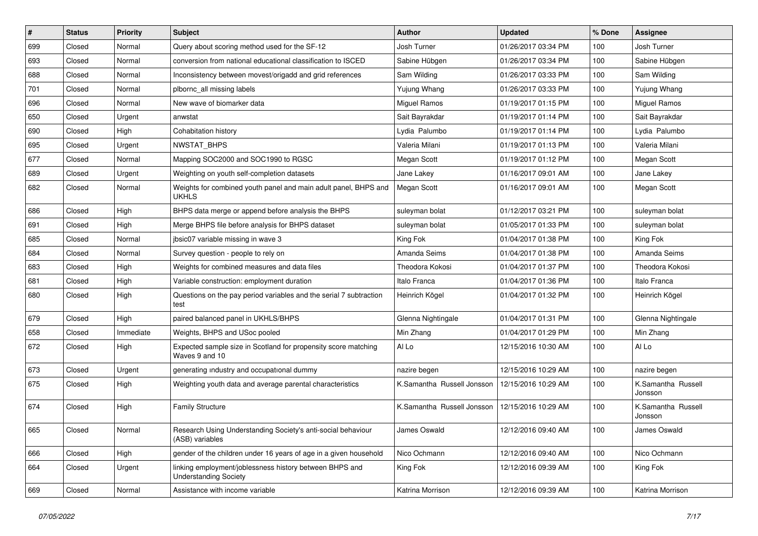| # | Status | Priority | Subject | Author | Updated | % Done | Assignee |
|---|---|---|---|---|---|---|---|
| 699 | Closed | Normal | Query about scoring method used for the SF-12 | Josh Turner | 01/26/2017 03:34 PM | 100 | Josh Turner |
| 693 | Closed | Normal | conversion from national educational classification to ISCED | Sabine Hübgen | 01/26/2017 03:34 PM | 100 | Sabine Hübgen |
| 688 | Closed | Normal | Inconsistency between movest/origadd and grid references | Sam Wilding | 01/26/2017 03:33 PM | 100 | Sam Wilding |
| 701 | Closed | Normal | plbornc_all missing labels | Yujung Whang | 01/26/2017 03:33 PM | 100 | Yujung Whang |
| 696 | Closed | Normal | New wave of biomarker data | Miguel Ramos | 01/19/2017 01:15 PM | 100 | Miguel Ramos |
| 650 | Closed | Urgent | anwstat | Sait Bayrakdar | 01/19/2017 01:14 PM | 100 | Sait Bayrakdar |
| 690 | Closed | High | Cohabitation history | Lydia Palumbo | 01/19/2017 01:14 PM | 100 | Lydia Palumbo |
| 695 | Closed | Urgent | NWSTAT_BHPS | Valeria Milani | 01/19/2017 01:13 PM | 100 | Valeria Milani |
| 677 | Closed | Normal | Mapping SOC2000 and SOC1990 to RGSC | Megan Scott | 01/19/2017 01:12 PM | 100 | Megan Scott |
| 689 | Closed | Urgent | Weighting on youth self-completion datasets | Jane Lakey | 01/16/2017 09:01 AM | 100 | Jane Lakey |
| 682 | Closed | Normal | Weights for combined youth panel and main adult panel, BHPS and UKHLS | Megan Scott | 01/16/2017 09:01 AM | 100 | Megan Scott |
| 686 | Closed | High | BHPS data merge or append before analysis the BHPS | suleyman bolat | 01/12/2017 03:21 PM | 100 | suleyman bolat |
| 691 | Closed | High | Merge BHPS file before analysis for BHPS dataset | suleyman bolat | 01/05/2017 01:33 PM | 100 | suleyman bolat |
| 685 | Closed | Normal | jbsic07 variable missing in wave 3 | King Fok | 01/04/2017 01:38 PM | 100 | King Fok |
| 684 | Closed | Normal | Survey question - people to rely on | Amanda Seims | 01/04/2017 01:38 PM | 100 | Amanda Seims |
| 683 | Closed | High | Weights for combined measures and data files | Theodora Kokosi | 01/04/2017 01:37 PM | 100 | Theodora Kokosi |
| 681 | Closed | High | Variable construction: employment duration | Italo Franca | 01/04/2017 01:36 PM | 100 | Italo Franca |
| 680 | Closed | High | Questions on the pay period variables and the serial 7 subtraction test | Heinrich Kögel | 01/04/2017 01:32 PM | 100 | Heinrich Kögel |
| 679 | Closed | High | paired balanced panel in UKHLS/BHPS | Glenna Nightingale | 01/04/2017 01:31 PM | 100 | Glenna Nightingale |
| 658 | Closed | Immediate | Weights, BHPS and USoc pooled | Min Zhang | 01/04/2017 01:29 PM | 100 | Min Zhang |
| 672 | Closed | High | Expected sample size in Scotland for propensity score matching Waves 9 and 10 | Al Lo | 12/15/2016 10:30 AM | 100 | Al Lo |
| 673 | Closed | Urgent | generating ındustry and occupatıonal dummy | nazire begen | 12/15/2016 10:29 AM | 100 | nazire begen |
| 675 | Closed | High | Weighting youth data and average parental characteristics | K.Samantha Russell Jonsson | 12/15/2016 10:29 AM | 100 | K.Samantha Russell Jonsson |
| 674 | Closed | High | Family Structure | K.Samantha Russell Jonsson | 12/15/2016 10:29 AM | 100 | K.Samantha Russell Jonsson |
| 665 | Closed | Normal | Research Using Understanding Society's anti-social behaviour (ASB) variables | James Oswald | 12/12/2016 09:40 AM | 100 | James Oswald |
| 666 | Closed | High | gender of the children under 16 years of age in a given household | Nico Ochmann | 12/12/2016 09:40 AM | 100 | Nico Ochmann |
| 664 | Closed | Urgent | linking employment/joblessness history between BHPS and Understanding Society | King Fok | 12/12/2016 09:39 AM | 100 | King Fok |
| 669 | Closed | Normal | Assistance with income variable | Katrina Morrison | 12/12/2016 09:39 AM | 100 | Katrina Morrison |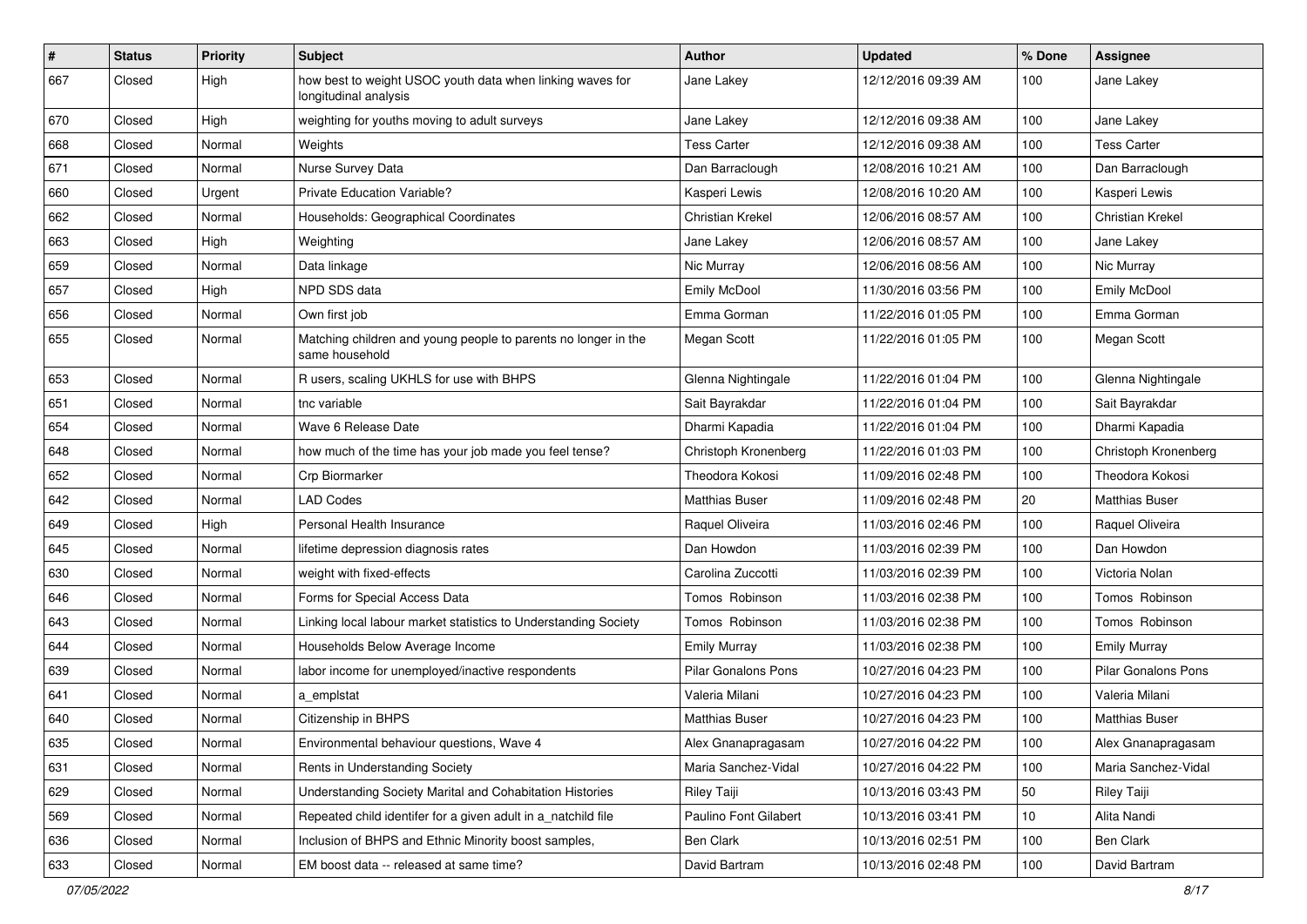| # | Status | Priority | Subject | Author | Updated | % Done | Assignee |
|---|---|---|---|---|---|---|---|
| 667 | Closed | High | how best to weight USOC youth data when linking waves for longitudinal analysis | Jane Lakey | 12/12/2016 09:39 AM | 100 | Jane Lakey |
| 670 | Closed | High | weighting for youths moving to adult surveys | Jane Lakey | 12/12/2016 09:38 AM | 100 | Jane Lakey |
| 668 | Closed | Normal | Weights | Tess Carter | 12/12/2016 09:38 AM | 100 | Tess Carter |
| 671 | Closed | Normal | Nurse Survey Data | Dan Barraclough | 12/08/2016 10:21 AM | 100 | Dan Barraclough |
| 660 | Closed | Urgent | Private Education Variable? | Kasperi Lewis | 12/08/2016 10:20 AM | 100 | Kasperi Lewis |
| 662 | Closed | Normal | Households: Geographical Coordinates | Christian Krekel | 12/06/2016 08:57 AM | 100 | Christian Krekel |
| 663 | Closed | High | Weighting | Jane Lakey | 12/06/2016 08:57 AM | 100 | Jane Lakey |
| 659 | Closed | Normal | Data linkage | Nic Murray | 12/06/2016 08:56 AM | 100 | Nic Murray |
| 657 | Closed | High | NPD SDS data | Emily McDool | 11/30/2016 03:56 PM | 100 | Emily McDool |
| 656 | Closed | Normal | Own first job | Emma Gorman | 11/22/2016 01:05 PM | 100 | Emma Gorman |
| 655 | Closed | Normal | Matching children and young people to parents no longer in the same household | Megan Scott | 11/22/2016 01:05 PM | 100 | Megan Scott |
| 653 | Closed | Normal | R users, scaling UKHLS for use with BHPS | Glenna Nightingale | 11/22/2016 01:04 PM | 100 | Glenna Nightingale |
| 651 | Closed | Normal | tnc variable | Sait Bayrakdar | 11/22/2016 01:04 PM | 100 | Sait Bayrakdar |
| 654 | Closed | Normal | Wave 6 Release Date | Dharmi Kapadia | 11/22/2016 01:04 PM | 100 | Dharmi Kapadia |
| 648 | Closed | Normal | how much of the time has your job made you feel tense? | Christoph Kronenberg | 11/22/2016 01:03 PM | 100 | Christoph Kronenberg |
| 652 | Closed | Normal | Crp Biormarker | Theodora Kokosi | 11/09/2016 02:48 PM | 100 | Theodora Kokosi |
| 642 | Closed | Normal | LAD Codes | Matthias Buser | 11/09/2016 02:48 PM | 20 | Matthias Buser |
| 649 | Closed | High | Personal Health Insurance | Raquel Oliveira | 11/03/2016 02:46 PM | 100 | Raquel Oliveira |
| 645 | Closed | Normal | lifetime depression diagnosis rates | Dan Howdon | 11/03/2016 02:39 PM | 100 | Dan Howdon |
| 630 | Closed | Normal | weight with fixed-effects | Carolina Zuccotti | 11/03/2016 02:39 PM | 100 | Victoria Nolan |
| 646 | Closed | Normal | Forms for Special Access Data | Tomos Robinson | 11/03/2016 02:38 PM | 100 | Tomos Robinson |
| 643 | Closed | Normal | Linking local labour market statistics to Understanding Society | Tomos Robinson | 11/03/2016 02:38 PM | 100 | Tomos Robinson |
| 644 | Closed | Normal | Households Below Average Income | Emily Murray | 11/03/2016 02:38 PM | 100 | Emily Murray |
| 639 | Closed | Normal | labor income for unemployed/inactive respondents | Pilar Gonalons Pons | 10/27/2016 04:23 PM | 100 | Pilar Gonalons Pons |
| 641 | Closed | Normal | a_emplstat | Valeria Milani | 10/27/2016 04:23 PM | 100 | Valeria Milani |
| 640 | Closed | Normal | Citizenship in BHPS | Matthias Buser | 10/27/2016 04:23 PM | 100 | Matthias Buser |
| 635 | Closed | Normal | Environmental behaviour questions, Wave 4 | Alex Gnanapragasam | 10/27/2016 04:22 PM | 100 | Alex Gnanapragasam |
| 631 | Closed | Normal | Rents in Understanding Society | Maria Sanchez-Vidal | 10/27/2016 04:22 PM | 100 | Maria Sanchez-Vidal |
| 629 | Closed | Normal | Understanding Society Marital and Cohabitation Histories | Riley Taiji | 10/13/2016 03:43 PM | 50 | Riley Taiji |
| 569 | Closed | Normal | Repeated child identifer for a given adult in a_natchild file | Paulino Font Gilabert | 10/13/2016 03:41 PM | 10 | Alita Nandi |
| 636 | Closed | Normal | Inclusion of BHPS and Ethnic Minority boost samples, | Ben Clark | 10/13/2016 02:51 PM | 100 | Ben Clark |
| 633 | Closed | Normal | EM boost data -- released at same time? | David Bartram | 10/13/2016 02:48 PM | 100 | David Bartram |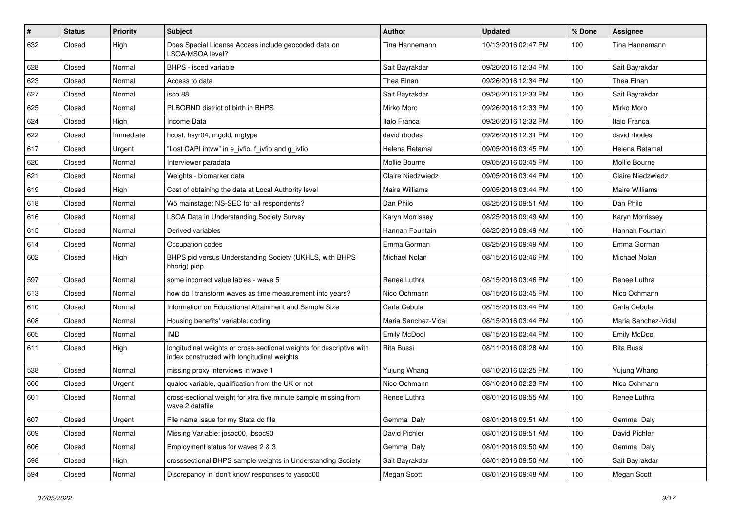| # | Status | Priority | Subject | Author | Updated | % Done | Assignee |
|---|---|---|---|---|---|---|---|
| 632 | Closed | High | Does Special License Access include geocoded data on LSOA/MSOA level? | Tina Hannemann | 10/13/2016 02:47 PM | 100 | Tina Hannemann |
| 628 | Closed | Normal | BHPS - isced variable | Sait Bayrakdar | 09/26/2016 12:34 PM | 100 | Sait Bayrakdar |
| 623 | Closed | Normal | Access to data | Thea Elnan | 09/26/2016 12:34 PM | 100 | Thea Elnan |
| 627 | Closed | Normal | isco 88 | Sait Bayrakdar | 09/26/2016 12:33 PM | 100 | Sait Bayrakdar |
| 625 | Closed | Normal | PLBORND district of birth in BHPS | Mirko Moro | 09/26/2016 12:33 PM | 100 | Mirko Moro |
| 624 | Closed | High | Income Data | Italo Franca | 09/26/2016 12:32 PM | 100 | Italo Franca |
| 622 | Closed | Immediate | hcost, hsyr04, mgold, mgtype | david rhodes | 09/26/2016 12:31 PM | 100 | david rhodes |
| 617 | Closed | Urgent | "Lost CAPI intvw" in e_ivfio, f_ivfio and g_ivfio | Helena Retamal | 09/05/2016 03:45 PM | 100 | Helena Retamal |
| 620 | Closed | Normal | Interviewer paradata | Mollie Bourne | 09/05/2016 03:45 PM | 100 | Mollie Bourne |
| 621 | Closed | Normal | Weights - biomarker data | Claire Niedzwiedz | 09/05/2016 03:44 PM | 100 | Claire Niedzwiedz |
| 619 | Closed | High | Cost of obtaining the data at Local Authority level | Maire Williams | 09/05/2016 03:44 PM | 100 | Maire Williams |
| 618 | Closed | Normal | W5 mainstage: NS-SEC for all respondents? | Dan Philo | 08/25/2016 09:51 AM | 100 | Dan Philo |
| 616 | Closed | Normal | LSOA Data in Understanding Society Survey | Karyn Morrissey | 08/25/2016 09:49 AM | 100 | Karyn Morrissey |
| 615 | Closed | Normal | Derived variables | Hannah Fountain | 08/25/2016 09:49 AM | 100 | Hannah Fountain |
| 614 | Closed | Normal | Occupation codes | Emma Gorman | 08/25/2016 09:49 AM | 100 | Emma Gorman |
| 602 | Closed | High | BHPS pid versus Understanding Society (UKHLS, with BHPS hhorig) pidp | Michael Nolan | 08/15/2016 03:46 PM | 100 | Michael Nolan |
| 597 | Closed | Normal | some incorrect value lables - wave 5 | Renee Luthra | 08/15/2016 03:46 PM | 100 | Renee Luthra |
| 613 | Closed | Normal | how do I transform waves as time measurement into years? | Nico Ochmann | 08/15/2016 03:45 PM | 100 | Nico Ochmann |
| 610 | Closed | Normal | Information on Educational Attainment and Sample Size | Carla Cebula | 08/15/2016 03:44 PM | 100 | Carla Cebula |
| 608 | Closed | Normal | Housing benefits' variable: coding | Maria Sanchez-Vidal | 08/15/2016 03:44 PM | 100 | Maria Sanchez-Vidal |
| 605 | Closed | Normal | IMD | Emily McDool | 08/15/2016 03:44 PM | 100 | Emily McDool |
| 611 | Closed | High | longitudinal weights or cross-sectional weights for descriptive with index constructed with longitudinal weights | Rita Bussi | 08/11/2016 08:28 AM | 100 | Rita Bussi |
| 538 | Closed | Normal | missing proxy interviews in wave 1 | Yujung Whang | 08/10/2016 02:25 PM | 100 | Yujung Whang |
| 600 | Closed | Urgent | qualoc variable, qualification from the UK or not | Nico Ochmann | 08/10/2016 02:23 PM | 100 | Nico Ochmann |
| 601 | Closed | Normal | cross-sectional weight for xtra five minute sample missing from wave 2 datafile | Renee Luthra | 08/01/2016 09:55 AM | 100 | Renee Luthra |
| 607 | Closed | Urgent | File name issue for my Stata do file | Gemma Daly | 08/01/2016 09:51 AM | 100 | Gemma Daly |
| 609 | Closed | Normal | Missing Variable: jbsoc00, jbsoc90 | David Pichler | 08/01/2016 09:51 AM | 100 | David Pichler |
| 606 | Closed | Normal | Employment status for waves 2 & 3 | Gemma Daly | 08/01/2016 09:50 AM | 100 | Gemma Daly |
| 598 | Closed | High | crosssectional BHPS sample weights in Understanding Society | Sait Bayrakdar | 08/01/2016 09:50 AM | 100 | Sait Bayrakdar |
| 594 | Closed | Normal | Discrepancy in 'don't know' responses to yasoc00 | Megan Scott | 08/01/2016 09:48 AM | 100 | Megan Scott |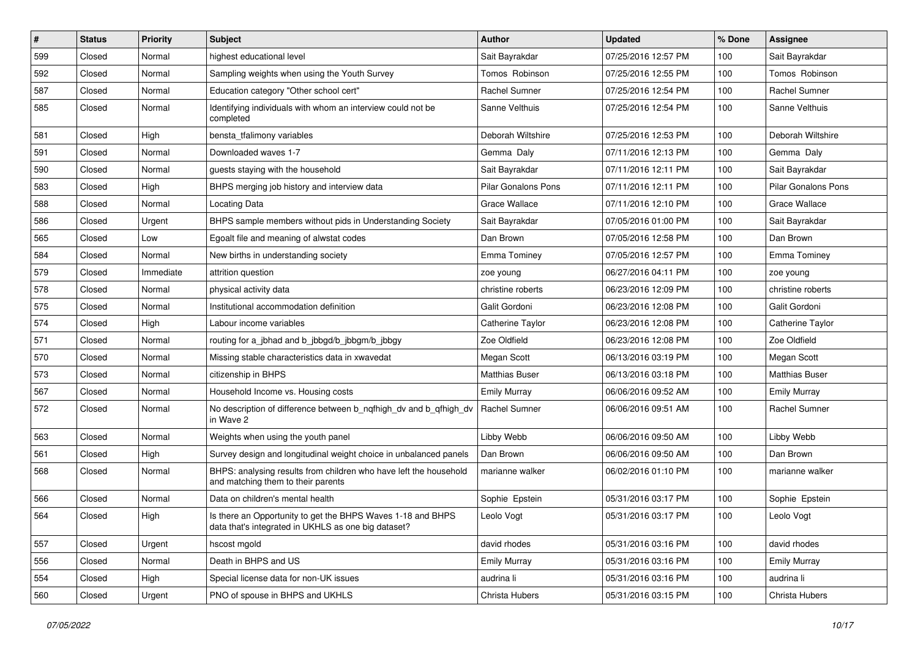| # | Status | Priority | Subject | Author | Updated | % Done | Assignee |
|---|---|---|---|---|---|---|---|
| 599 | Closed | Normal | highest educational level | Sait Bayrakdar | 07/25/2016 12:57 PM | 100 | Sait Bayrakdar |
| 592 | Closed | Normal | Sampling weights when using the Youth Survey | Tomos Robinson | 07/25/2016 12:55 PM | 100 | Tomos Robinson |
| 587 | Closed | Normal | Education category "Other school cert" | Rachel Sumner | 07/25/2016 12:54 PM | 100 | Rachel Sumner |
| 585 | Closed | Normal | Identifying individuals with whom an interview could not be completed | Sanne Velthuis | 07/25/2016 12:54 PM | 100 | Sanne Velthuis |
| 581 | Closed | High | bensta_tfalimony variables | Deborah Wiltshire | 07/25/2016 12:53 PM | 100 | Deborah Wiltshire |
| 591 | Closed | Normal | Downloaded waves 1-7 | Gemma Daly | 07/11/2016 12:13 PM | 100 | Gemma Daly |
| 590 | Closed | Normal | guests staying with the household | Sait Bayrakdar | 07/11/2016 12:11 PM | 100 | Sait Bayrakdar |
| 583 | Closed | High | BHPS merging job history and interview data | Pilar Gonalons Pons | 07/11/2016 12:11 PM | 100 | Pilar Gonalons Pons |
| 588 | Closed | Normal | Locating Data | Grace Wallace | 07/11/2016 12:10 PM | 100 | Grace Wallace |
| 586 | Closed | Urgent | BHPS sample members without pids in Understanding Society | Sait Bayrakdar | 07/05/2016 01:00 PM | 100 | Sait Bayrakdar |
| 565 | Closed | Low | Egoalt file and meaning of alwstat codes | Dan Brown | 07/05/2016 12:58 PM | 100 | Dan Brown |
| 584 | Closed | Normal | New births in understanding society | Emma Tominey | 07/05/2016 12:57 PM | 100 | Emma Tominey |
| 579 | Closed | Immediate | attrition question | zoe young | 06/27/2016 04:11 PM | 100 | zoe young |
| 578 | Closed | Normal | physical activity data | christine roberts | 06/23/2016 12:09 PM | 100 | christine roberts |
| 575 | Closed | Normal | Institutional accommodation definition | Galit Gordoni | 06/23/2016 12:08 PM | 100 | Galit Gordoni |
| 574 | Closed | High | Labour income variables | Catherine Taylor | 06/23/2016 12:08 PM | 100 | Catherine Taylor |
| 571 | Closed | Normal | routing for a_jbhad and b_jbbgd/b_jbbgm/b_jbbgy | Zoe Oldfield | 06/23/2016 12:08 PM | 100 | Zoe Oldfield |
| 570 | Closed | Normal | Missing stable characteristics data in xwavedat | Megan Scott | 06/13/2016 03:19 PM | 100 | Megan Scott |
| 573 | Closed | Normal | citizenship in BHPS | Matthias Buser | 06/13/2016 03:18 PM | 100 | Matthias Buser |
| 567 | Closed | Normal | Household Income vs. Housing costs | Emily Murray | 06/06/2016 09:52 AM | 100 | Emily Murray |
| 572 | Closed | Normal | No description of difference between b_nqfhigh_dv and b_qfhigh_dv in Wave 2 | Rachel Sumner | 06/06/2016 09:51 AM | 100 | Rachel Sumner |
| 563 | Closed | Normal | Weights when using the youth panel | Libby Webb | 06/06/2016 09:50 AM | 100 | Libby Webb |
| 561 | Closed | High | Survey design and longitudinal weight choice in unbalanced panels | Dan Brown | 06/06/2016 09:50 AM | 100 | Dan Brown |
| 568 | Closed | Normal | BHPS: analysing results from children who have left the household and matching them to their parents | marianne walker | 06/02/2016 01:10 PM | 100 | marianne walker |
| 566 | Closed | Normal | Data on children's mental health | Sophie Epstein | 05/31/2016 03:17 PM | 100 | Sophie Epstein |
| 564 | Closed | High | Is there an Opportunity to get the BHPS Waves 1-18 and BHPS data that's integrated in UKHLS as one big dataset? | Leolo Vogt | 05/31/2016 03:17 PM | 100 | Leolo Vogt |
| 557 | Closed | Urgent | hscost mgold | david rhodes | 05/31/2016 03:16 PM | 100 | david rhodes |
| 556 | Closed | Normal | Death in BHPS and US | Emily Murray | 05/31/2016 03:16 PM | 100 | Emily Murray |
| 554 | Closed | High | Special license data for non-UK issues | audrina li | 05/31/2016 03:16 PM | 100 | audrina li |
| 560 | Closed | Urgent | PNO of spouse in BHPS and UKHLS | Christa Hubers | 05/31/2016 03:15 PM | 100 | Christa Hubers |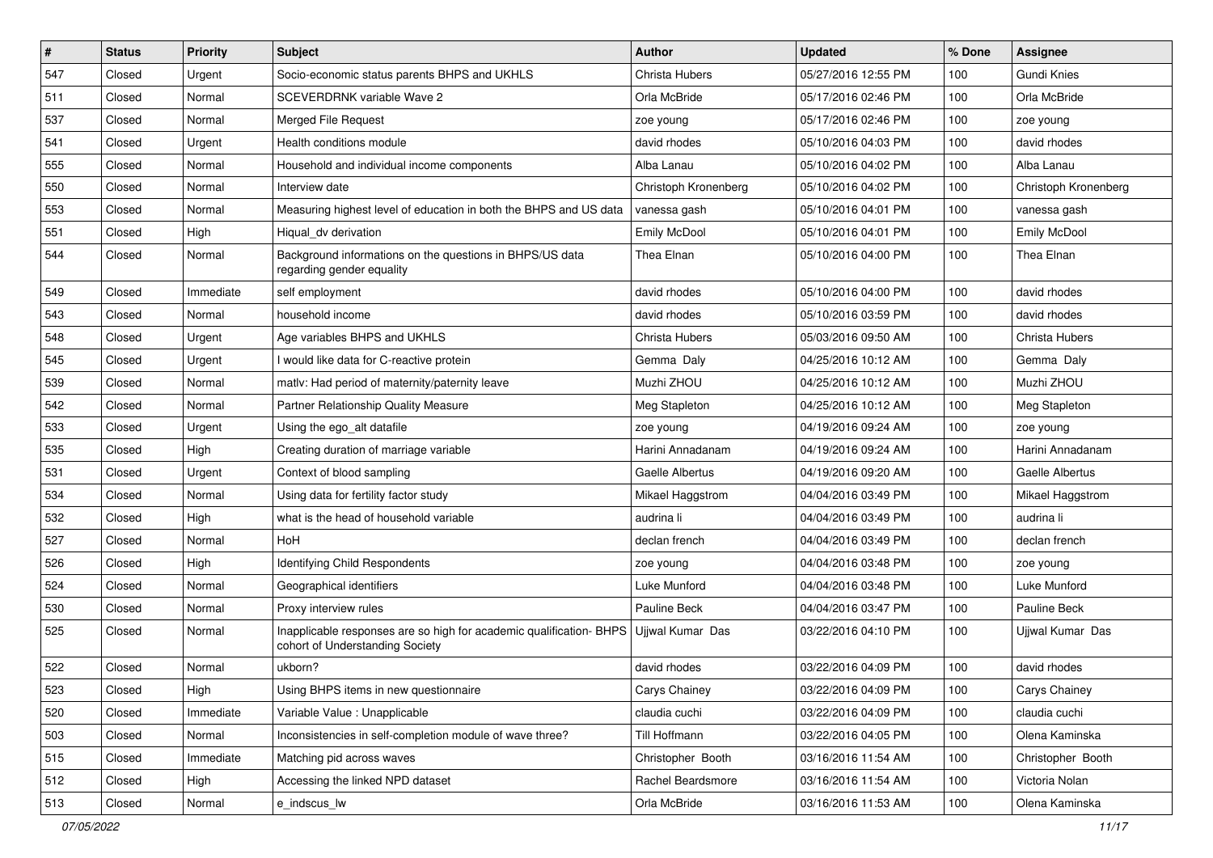| # | Status | Priority | Subject | Author | Updated | % Done | Assignee |
|---|---|---|---|---|---|---|---|
| 547 | Closed | Urgent | Socio-economic status parents BHPS and UKHLS | Christa Hubers | 05/27/2016 12:55 PM | 100 | Gundi Knies |
| 511 | Closed | Normal | SCEVERDRNK variable Wave 2 | Orla McBride | 05/17/2016 02:46 PM | 100 | Orla McBride |
| 537 | Closed | Normal | Merged File Request | zoe young | 05/17/2016 02:46 PM | 100 | zoe young |
| 541 | Closed | Urgent | Health conditions module | david rhodes | 05/10/2016 04:03 PM | 100 | david rhodes |
| 555 | Closed | Normal | Household and individual income components | Alba Lanau | 05/10/2016 04:02 PM | 100 | Alba Lanau |
| 550 | Closed | Normal | Interview date | Christoph Kronenberg | 05/10/2016 04:02 PM | 100 | Christoph Kronenberg |
| 553 | Closed | Normal | Measuring highest level of education in both the BHPS and US data | vanessa gash | 05/10/2016 04:01 PM | 100 | vanessa gash |
| 551 | Closed | High | Hiqual_dv derivation | Emily McDool | 05/10/2016 04:01 PM | 100 | Emily McDool |
| 544 | Closed | Normal | Background informations on the questions in BHPS/US data regarding gender equality | Thea Elnan | 05/10/2016 04:00 PM | 100 | Thea Elnan |
| 549 | Closed | Immediate | self employment | david rhodes | 05/10/2016 04:00 PM | 100 | david rhodes |
| 543 | Closed | Normal | household income | david rhodes | 05/10/2016 03:59 PM | 100 | david rhodes |
| 548 | Closed | Urgent | Age variables BHPS and UKHLS | Christa Hubers | 05/03/2016 09:50 AM | 100 | Christa Hubers |
| 545 | Closed | Urgent | I would like data for C-reactive protein | Gemma Daly | 04/25/2016 10:12 AM | 100 | Gemma Daly |
| 539 | Closed | Normal | matlv: Had period of maternity/paternity leave | Muzhi ZHOU | 04/25/2016 10:12 AM | 100 | Muzhi ZHOU |
| 542 | Closed | Normal | Partner Relationship Quality Measure | Meg Stapleton | 04/25/2016 10:12 AM | 100 | Meg Stapleton |
| 533 | Closed | Urgent | Using the ego_alt datafile | zoe young | 04/19/2016 09:24 AM | 100 | zoe young |
| 535 | Closed | High | Creating duration of marriage variable | Harini Annadanam | 04/19/2016 09:24 AM | 100 | Harini Annadanam |
| 531 | Closed | Urgent | Context of blood sampling | Gaelle Albertus | 04/19/2016 09:20 AM | 100 | Gaelle Albertus |
| 534 | Closed | Normal | Using data for fertility factor study | Mikael Haggstrom | 04/04/2016 03:49 PM | 100 | Mikael Haggstrom |
| 532 | Closed | High | what is the head of household variable | audrina li | 04/04/2016 03:49 PM | 100 | audrina li |
| 527 | Closed | Normal | HoH | declan french | 04/04/2016 03:49 PM | 100 | declan french |
| 526 | Closed | High | Identifying Child Respondents | zoe young | 04/04/2016 03:48 PM | 100 | zoe young |
| 524 | Closed | Normal | Geographical identifiers | Luke Munford | 04/04/2016 03:48 PM | 100 | Luke Munford |
| 530 | Closed | Normal | Proxy interview rules | Pauline Beck | 04/04/2016 03:47 PM | 100 | Pauline Beck |
| 525 | Closed | Normal | Inapplicable responses are so high for academic qualification- BHPS cohort of Understanding Society | Ujjwal Kumar Das | 03/22/2016 04:10 PM | 100 | Ujjwal Kumar Das |
| 522 | Closed | Normal | ukborn? | david rhodes | 03/22/2016 04:09 PM | 100 | david rhodes |
| 523 | Closed | High | Using BHPS items in new questionnaire | Carys Chainey | 03/22/2016 04:09 PM | 100 | Carys Chainey |
| 520 | Closed | Immediate | Variable Value : Unapplicable | claudia cuchi | 03/22/2016 04:09 PM | 100 | claudia cuchi |
| 503 | Closed | Normal | Inconsistencies in self-completion module of wave three? | Till Hoffmann | 03/22/2016 04:05 PM | 100 | Olena Kaminska |
| 515 | Closed | Immediate | Matching pid across waves | Christopher Booth | 03/16/2016 11:54 AM | 100 | Christopher Booth |
| 512 | Closed | High | Accessing the linked NPD dataset | Rachel Beardsmore | 03/16/2016 11:54 AM | 100 | Victoria Nolan |
| 513 | Closed | Normal | e_indscus_lw | Orla McBride | 03/16/2016 11:53 AM | 100 | Olena Kaminska |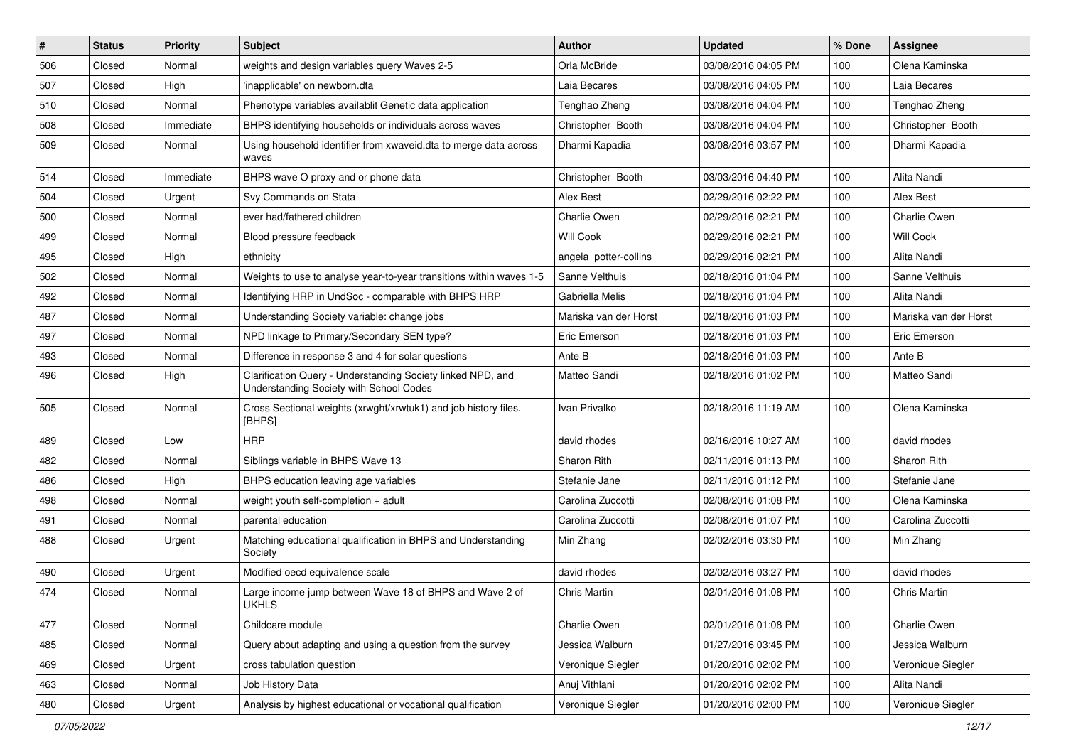| # | Status | Priority | Subject | Author | Updated | % Done | Assignee |
|---|---|---|---|---|---|---|---|
| 506 | Closed | Normal | weights and design variables query Waves 2-5 | Orla McBride | 03/08/2016 04:05 PM | 100 | Olena Kaminska |
| 507 | Closed | High | 'inapplicable' on newborn.dta | Laia Becares | 03/08/2016 04:05 PM | 100 | Laia Becares |
| 510 | Closed | Normal | Phenotype variables availablit Genetic data application | Tenghao Zheng | 03/08/2016 04:04 PM | 100 | Tenghao Zheng |
| 508 | Closed | Immediate | BHPS identifying households or individuals across waves | Christopher Booth | 03/08/2016 04:04 PM | 100 | Christopher Booth |
| 509 | Closed | Normal | Using household identifier from xwaveid.dta to merge data across waves | Dharmi Kapadia | 03/08/2016 03:57 PM | 100 | Dharmi Kapadia |
| 514 | Closed | Immediate | BHPS wave O proxy and or phone data | Christopher Booth | 03/03/2016 04:40 PM | 100 | Alita Nandi |
| 504 | Closed | Urgent | Svy Commands on Stata | Alex Best | 02/29/2016 02:22 PM | 100 | Alex Best |
| 500 | Closed | Normal | ever had/fathered children | Charlie Owen | 02/29/2016 02:21 PM | 100 | Charlie Owen |
| 499 | Closed | Normal | Blood pressure feedback | Will Cook | 02/29/2016 02:21 PM | 100 | Will Cook |
| 495 | Closed | High | ethnicity | angela potter-collins | 02/29/2016 02:21 PM | 100 | Alita Nandi |
| 502 | Closed | Normal | Weights to use to analyse year-to-year transitions within waves 1-5 | Sanne Velthuis | 02/18/2016 01:04 PM | 100 | Sanne Velthuis |
| 492 | Closed | Normal | Identifying HRP in UndSoc - comparable with BHPS HRP | Gabriella Melis | 02/18/2016 01:04 PM | 100 | Alita Nandi |
| 487 | Closed | Normal | Understanding Society variable: change jobs | Mariska van der Horst | 02/18/2016 01:03 PM | 100 | Mariska van der Horst |
| 497 | Closed | Normal | NPD linkage to Primary/Secondary SEN type? | Eric Emerson | 02/18/2016 01:03 PM | 100 | Eric Emerson |
| 493 | Closed | Normal | Difference in response 3 and 4 for solar questions | Ante B | 02/18/2016 01:03 PM | 100 | Ante B |
| 496 | Closed | High | Clarification Query - Understanding Society linked NPD, and Understanding Society with School Codes | Matteo Sandi | 02/18/2016 01:02 PM | 100 | Matteo Sandi |
| 505 | Closed | Normal | Cross Sectional weights (xrwght/xrwtuk1) and job history files. [BHPS] | Ivan Privalko | 02/18/2016 11:19 AM | 100 | Olena Kaminska |
| 489 | Closed | Low | HRP | david rhodes | 02/16/2016 10:27 AM | 100 | david rhodes |
| 482 | Closed | Normal | Siblings variable in BHPS Wave 13 | Sharon Rith | 02/11/2016 01:13 PM | 100 | Sharon Rith |
| 486 | Closed | High | BHPS education leaving age variables | Stefanie Jane | 02/11/2016 01:12 PM | 100 | Stefanie Jane |
| 498 | Closed | Normal | weight youth self-completion + adult | Carolina Zuccotti | 02/08/2016 01:08 PM | 100 | Olena Kaminska |
| 491 | Closed | Normal | parental education | Carolina Zuccotti | 02/08/2016 01:07 PM | 100 | Carolina Zuccotti |
| 488 | Closed | Urgent | Matching educational qualification in BHPS and Understanding Society | Min Zhang | 02/02/2016 03:30 PM | 100 | Min Zhang |
| 490 | Closed | Urgent | Modified oecd equivalence scale | david rhodes | 02/02/2016 03:27 PM | 100 | david rhodes |
| 474 | Closed | Normal | Large income jump between Wave 18 of BHPS and Wave 2 of UKHLS | Chris Martin | 02/01/2016 01:08 PM | 100 | Chris Martin |
| 477 | Closed | Normal | Childcare module | Charlie Owen | 02/01/2016 01:08 PM | 100 | Charlie Owen |
| 485 | Closed | Normal | Query about adapting and using a question from the survey | Jessica Walburn | 01/27/2016 03:45 PM | 100 | Jessica Walburn |
| 469 | Closed | Urgent | cross tabulation question | Veronique Siegler | 01/20/2016 02:02 PM | 100 | Veronique Siegler |
| 463 | Closed | Normal | Job History Data | Anuj Vithlani | 01/20/2016 02:02 PM | 100 | Alita Nandi |
| 480 | Closed | Urgent | Analysis by highest educational or vocational qualification | Veronique Siegler | 01/20/2016 02:00 PM | 100 | Veronique Siegler |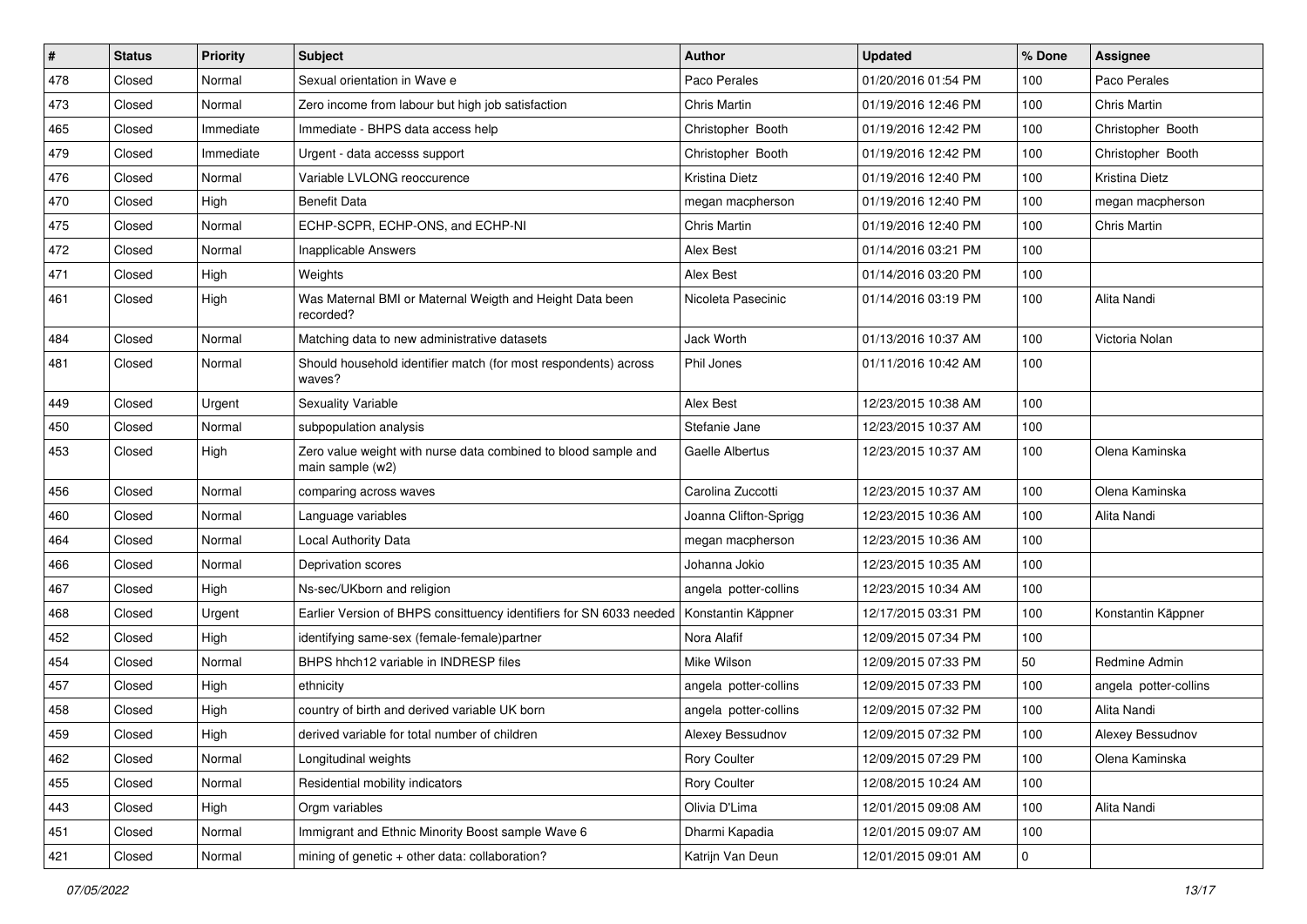| # | Status | Priority | Subject | Author | Updated | % Done | Assignee |
|---|---|---|---|---|---|---|---|
| 478 | Closed | Normal | Sexual orientation in Wave e | Paco Perales | 01/20/2016 01:54 PM | 100 | Paco Perales |
| 473 | Closed | Normal | Zero income from labour but high job satisfaction | Chris Martin | 01/19/2016 12:46 PM | 100 | Chris Martin |
| 465 | Closed | Immediate | Immediate - BHPS data access help | Christopher Booth | 01/19/2016 12:42 PM | 100 | Christopher Booth |
| 479 | Closed | Immediate | Urgent - data accesss support | Christopher Booth | 01/19/2016 12:42 PM | 100 | Christopher Booth |
| 476 | Closed | Normal | Variable LVLONG reoccurence | Kristina Dietz | 01/19/2016 12:40 PM | 100 | Kristina Dietz |
| 470 | Closed | High | Benefit Data | megan macpherson | 01/19/2016 12:40 PM | 100 | megan macpherson |
| 475 | Closed | Normal | ECHP-SCPR, ECHP-ONS, and ECHP-NI | Chris Martin | 01/19/2016 12:40 PM | 100 | Chris Martin |
| 472 | Closed | Normal | Inapplicable Answers | Alex Best | 01/14/2016 03:21 PM | 100 | |
| 471 | Closed | High | Weights | Alex Best | 01/14/2016 03:20 PM | 100 | |
| 461 | Closed | High | Was Maternal BMI or Maternal Weigth and Height Data been recorded? | Nicoleta Pasecinic | 01/14/2016 03:19 PM | 100 | Alita Nandi |
| 484 | Closed | Normal | Matching data to new administrative datasets | Jack Worth | 01/13/2016 10:37 AM | 100 | Victoria Nolan |
| 481 | Closed | Normal | Should household identifier match (for most respondents) across waves? | Phil Jones | 01/11/2016 10:42 AM | 100 | |
| 449 | Closed | Urgent | Sexuality Variable | Alex Best | 12/23/2015 10:38 AM | 100 | |
| 450 | Closed | Normal | subpopulation analysis | Stefanie Jane | 12/23/2015 10:37 AM | 100 | |
| 453 | Closed | High | Zero value weight with nurse data combined to blood sample and main sample (w2) | Gaelle Albertus | 12/23/2015 10:37 AM | 100 | Olena Kaminska |
| 456 | Closed | Normal | comparing across waves | Carolina Zuccotti | 12/23/2015 10:37 AM | 100 | Olena Kaminska |
| 460 | Closed | Normal | Language variables | Joanna Clifton-Sprigg | 12/23/2015 10:36 AM | 100 | Alita Nandi |
| 464 | Closed | Normal | Local Authority Data | megan macpherson | 12/23/2015 10:36 AM | 100 | |
| 466 | Closed | Normal | Deprivation scores | Johanna Jokio | 12/23/2015 10:35 AM | 100 | |
| 467 | Closed | High | Ns-sec/UKborn and religion | angela potter-collins | 12/23/2015 10:34 AM | 100 | |
| 468 | Closed | Urgent | Earlier Version of BHPS consittuency identifiers for SN 6033 needed | Konstantin Käppner | 12/17/2015 03:31 PM | 100 | Konstantin Käppner |
| 452 | Closed | High | identifying same-sex (female-female)partner | Nora Alafif | 12/09/2015 07:34 PM | 100 | |
| 454 | Closed | Normal | BHPS hhch12 variable in INDRESP files | Mike Wilson | 12/09/2015 07:33 PM | 50 | Redmine Admin |
| 457 | Closed | High | ethnicity | angela potter-collins | 12/09/2015 07:33 PM | 100 | angela potter-collins |
| 458 | Closed | High | country of birth and derived variable UK born | angela potter-collins | 12/09/2015 07:32 PM | 100 | Alita Nandi |
| 459 | Closed | High | derived variable for total number of children | Alexey Bessudnov | 12/09/2015 07:32 PM | 100 | Alexey Bessudnov |
| 462 | Closed | Normal | Longitudinal weights | Rory Coulter | 12/09/2015 07:29 PM | 100 | Olena Kaminska |
| 455 | Closed | Normal | Residential mobility indicators | Rory Coulter | 12/08/2015 10:24 AM | 100 | |
| 443 | Closed | High | Orgm variables | Olivia D'Lima | 12/01/2015 09:08 AM | 100 | Alita Nandi |
| 451 | Closed | Normal | Immigrant and Ethnic Minority Boost sample Wave 6 | Dharmi Kapadia | 12/01/2015 09:07 AM | 100 | |
| 421 | Closed | Normal | mining of genetic + other data: collaboration? | Katrijn Van Deun | 12/01/2015 09:01 AM | 0 | |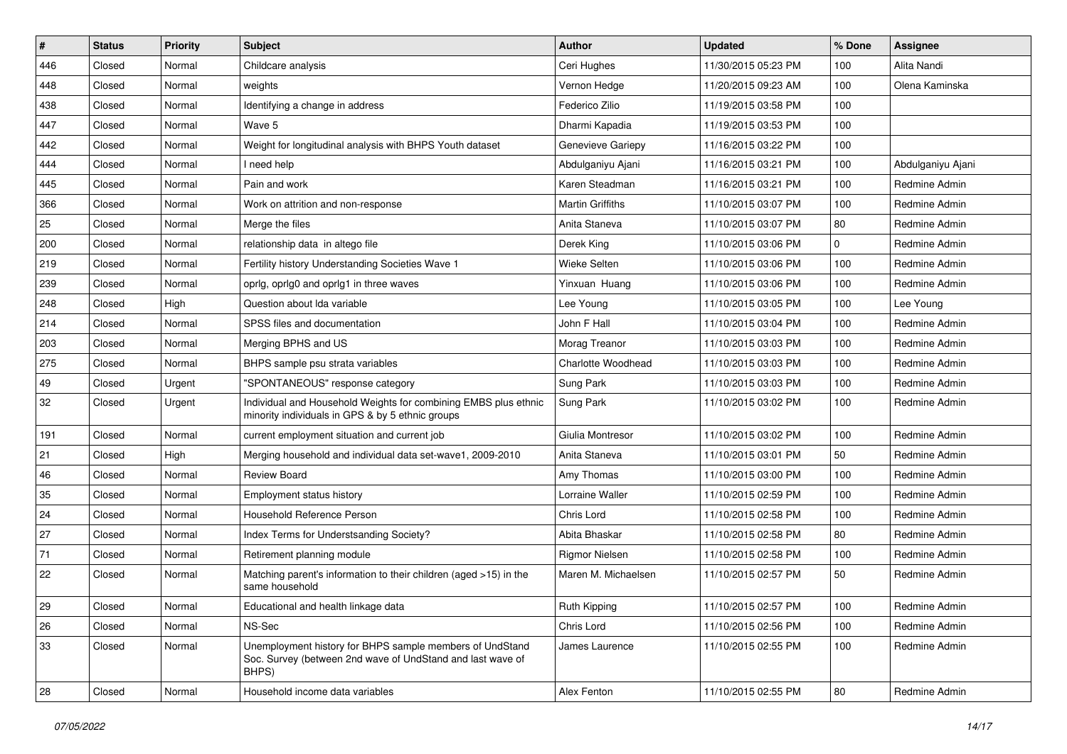| # | Status | Priority | Subject | Author | Updated | % Done | Assignee |
|---|---|---|---|---|---|---|---|
| 446 | Closed | Normal | Childcare analysis | Ceri Hughes | 11/30/2015 05:23 PM | 100 | Alita Nandi |
| 448 | Closed | Normal | weights | Vernon Hedge | 11/20/2015 09:23 AM | 100 | Olena Kaminska |
| 438 | Closed | Normal | Identifying a change in address | Federico Zilio | 11/19/2015 03:58 PM | 100 | |
| 447 | Closed | Normal | Wave 5 | Dharmi Kapadia | 11/19/2015 03:53 PM | 100 | |
| 442 | Closed | Normal | Weight for longitudinal analysis with BHPS Youth dataset | Genevieve Gariepy | 11/16/2015 03:22 PM | 100 | |
| 444 | Closed | Normal | I need help | Abdulganiyu Ajani | 11/16/2015 03:21 PM | 100 | Abdulganiyu Ajani |
| 445 | Closed | Normal | Pain and work | Karen Steadman | 11/16/2015 03:21 PM | 100 | Redmine Admin |
| 366 | Closed | Normal | Work on attrition and non-response | Martin Griffiths | 11/10/2015 03:07 PM | 100 | Redmine Admin |
| 25 | Closed | Normal | Merge the files | Anita Staneva | 11/10/2015 03:07 PM | 80 | Redmine Admin |
| 200 | Closed | Normal | relationship data in altego file | Derek King | 11/10/2015 03:06 PM | 0 | Redmine Admin |
| 219 | Closed | Normal | Fertility history Understanding Societies Wave 1 | Wieke Selten | 11/10/2015 03:06 PM | 100 | Redmine Admin |
| 239 | Closed | Normal | oprlg, oprlg0 and oprlg1 in three waves | Yinxuan Huang | 11/10/2015 03:06 PM | 100 | Redmine Admin |
| 248 | Closed | High | Question about lda variable | Lee Young | 11/10/2015 03:05 PM | 100 | Lee Young |
| 214 | Closed | Normal | SPSS files and documentation | John F Hall | 11/10/2015 03:04 PM | 100 | Redmine Admin |
| 203 | Closed | Normal | Merging BPHS and US | Morag Treanor | 11/10/2015 03:03 PM | 100 | Redmine Admin |
| 275 | Closed | Normal | BHPS sample psu strata variables | Charlotte Woodhead | 11/10/2015 03:03 PM | 100 | Redmine Admin |
| 49 | Closed | Urgent | "SPONTANEOUS" response category | Sung Park | 11/10/2015 03:03 PM | 100 | Redmine Admin |
| 32 | Closed | Urgent | Individual and Household Weights for combining EMBS plus ethnic minority individuals in GPS & by 5 ethnic groups | Sung Park | 11/10/2015 03:02 PM | 100 | Redmine Admin |
| 191 | Closed | Normal | current employment situation and current job | Giulia Montresor | 11/10/2015 03:02 PM | 100 | Redmine Admin |
| 21 | Closed | High | Merging household and individual data set-wave1, 2009-2010 | Anita Staneva | 11/10/2015 03:01 PM | 50 | Redmine Admin |
| 46 | Closed | Normal | Review Board | Amy Thomas | 11/10/2015 03:00 PM | 100 | Redmine Admin |
| 35 | Closed | Normal | Employment status history | Lorraine Waller | 11/10/2015 02:59 PM | 100 | Redmine Admin |
| 24 | Closed | Normal | Household Reference Person | Chris Lord | 11/10/2015 02:58 PM | 100 | Redmine Admin |
| 27 | Closed | Normal | Index Terms for Understsanding Society? | Abita Bhaskar | 11/10/2015 02:58 PM | 80 | Redmine Admin |
| 71 | Closed | Normal | Retirement planning module | Rigmor Nielsen | 11/10/2015 02:58 PM | 100 | Redmine Admin |
| 22 | Closed | Normal | Matching parent's information to their children (aged >15) in the same household | Maren M. Michaelsen | 11/10/2015 02:57 PM | 50 | Redmine Admin |
| 29 | Closed | Normal | Educational and health linkage data | Ruth Kipping | 11/10/2015 02:57 PM | 100 | Redmine Admin |
| 26 | Closed | Normal | NS-Sec | Chris Lord | 11/10/2015 02:56 PM | 100 | Redmine Admin |
| 33 | Closed | Normal | Unemployment history for BHPS sample members of UndStand Soc. Survey (between 2nd wave of UndStand and last wave of BHPS) | James Laurence | 11/10/2015 02:55 PM | 100 | Redmine Admin |
| 28 | Closed | Normal | Household income data variables | Alex Fenton | 11/10/2015 02:55 PM | 80 | Redmine Admin |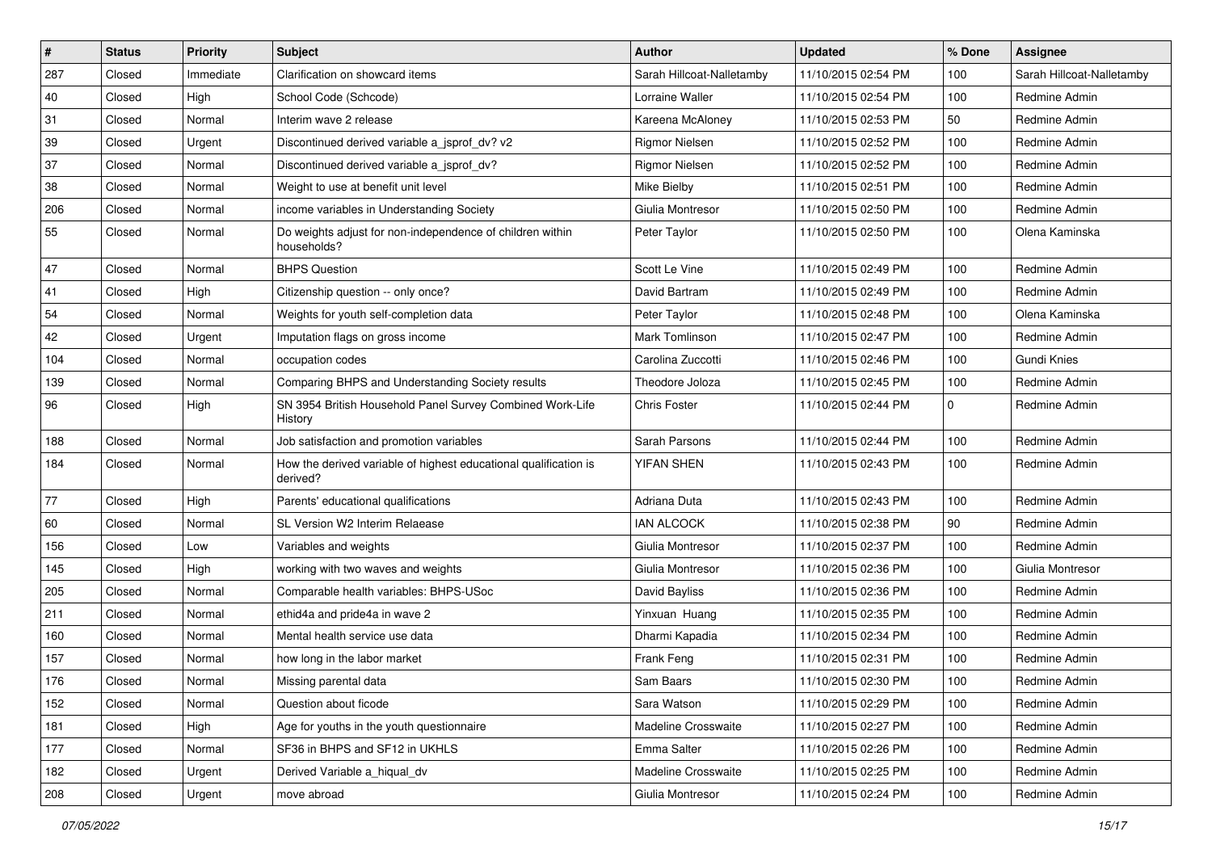| # | Status | Priority | Subject | Author | Updated | % Done | Assignee |
|---|---|---|---|---|---|---|---|
| 287 | Closed | Immediate | Clarification on showcard items | Sarah Hillcoat-Nalletamby | 11/10/2015 02:54 PM | 100 | Sarah Hillcoat-Nalletamby |
| 40 | Closed | High | School Code (Schcode) | Lorraine Waller | 11/10/2015 02:54 PM | 100 | Redmine Admin |
| 31 | Closed | Normal | Interim wave 2 release | Kareena McAloney | 11/10/2015 02:53 PM | 50 | Redmine Admin |
| 39 | Closed | Urgent | Discontinued derived variable a_jsprof_dv? v2 | Rigmor Nielsen | 11/10/2015 02:52 PM | 100 | Redmine Admin |
| 37 | Closed | Normal | Discontinued derived variable a_jsprof_dv? | Rigmor Nielsen | 11/10/2015 02:52 PM | 100 | Redmine Admin |
| 38 | Closed | Normal | Weight to use at benefit unit level | Mike Bielby | 11/10/2015 02:51 PM | 100 | Redmine Admin |
| 206 | Closed | Normal | income variables in Understanding Society | Giulia Montresor | 11/10/2015 02:50 PM | 100 | Redmine Admin |
| 55 | Closed | Normal | Do weights adjust for non-independence of children within households? | Peter Taylor | 11/10/2015 02:50 PM | 100 | Olena Kaminska |
| 47 | Closed | Normal | BHPS Question | Scott Le Vine | 11/10/2015 02:49 PM | 100 | Redmine Admin |
| 41 | Closed | High | Citizenship question -- only once? | David Bartram | 11/10/2015 02:49 PM | 100 | Redmine Admin |
| 54 | Closed | Normal | Weights for youth self-completion data | Peter Taylor | 11/10/2015 02:48 PM | 100 | Olena Kaminska |
| 42 | Closed | Urgent | Imputation flags on gross income | Mark Tomlinson | 11/10/2015 02:47 PM | 100 | Redmine Admin |
| 104 | Closed | Normal | occupation codes | Carolina Zuccotti | 11/10/2015 02:46 PM | 100 | Gundi Knies |
| 139 | Closed | Normal | Comparing BHPS and Understanding Society results | Theodore Joloza | 11/10/2015 02:45 PM | 100 | Redmine Admin |
| 96 | Closed | High | SN 3954 British Household Panel Survey Combined Work-Life History | Chris Foster | 11/10/2015 02:44 PM | 0 | Redmine Admin |
| 188 | Closed | Normal | Job satisfaction and promotion variables | Sarah Parsons | 11/10/2015 02:44 PM | 100 | Redmine Admin |
| 184 | Closed | Normal | How the derived variable of highest educational qualification is derived? | YIFAN SHEN | 11/10/2015 02:43 PM | 100 | Redmine Admin |
| 77 | Closed | High | Parents' educational qualifications | Adriana Duta | 11/10/2015 02:43 PM | 100 | Redmine Admin |
| 60 | Closed | Normal | SL Version W2 Interim Relaease | IAN ALCOCK | 11/10/2015 02:38 PM | 90 | Redmine Admin |
| 156 | Closed | Low | Variables and weights | Giulia Montresor | 11/10/2015 02:37 PM | 100 | Redmine Admin |
| 145 | Closed | High | working with two waves and weights | Giulia Montresor | 11/10/2015 02:36 PM | 100 | Giulia Montresor |
| 205 | Closed | Normal | Comparable health variables: BHPS-USoc | David Bayliss | 11/10/2015 02:36 PM | 100 | Redmine Admin |
| 211 | Closed | Normal | ethid4a and pride4a in wave 2 | Yinxuan Huang | 11/10/2015 02:35 PM | 100 | Redmine Admin |
| 160 | Closed | Normal | Mental health service use data | Dharmi Kapadia | 11/10/2015 02:34 PM | 100 | Redmine Admin |
| 157 | Closed | Normal | how long in the labor market | Frank Feng | 11/10/2015 02:31 PM | 100 | Redmine Admin |
| 176 | Closed | Normal | Missing parental data | Sam Baars | 11/10/2015 02:30 PM | 100 | Redmine Admin |
| 152 | Closed | Normal | Question about ficode | Sara Watson | 11/10/2015 02:29 PM | 100 | Redmine Admin |
| 181 | Closed | High | Age for youths in the youth questionnaire | Madeline Crosswaite | 11/10/2015 02:27 PM | 100 | Redmine Admin |
| 177 | Closed | Normal | SF36 in BHPS and SF12 in UKHLS | Emma Salter | 11/10/2015 02:26 PM | 100 | Redmine Admin |
| 182 | Closed | Urgent | Derived Variable a_hiqual_dv | Madeline Crosswaite | 11/10/2015 02:25 PM | 100 | Redmine Admin |
| 208 | Closed | Urgent | move abroad | Giulia Montresor | 11/10/2015 02:24 PM | 100 | Redmine Admin |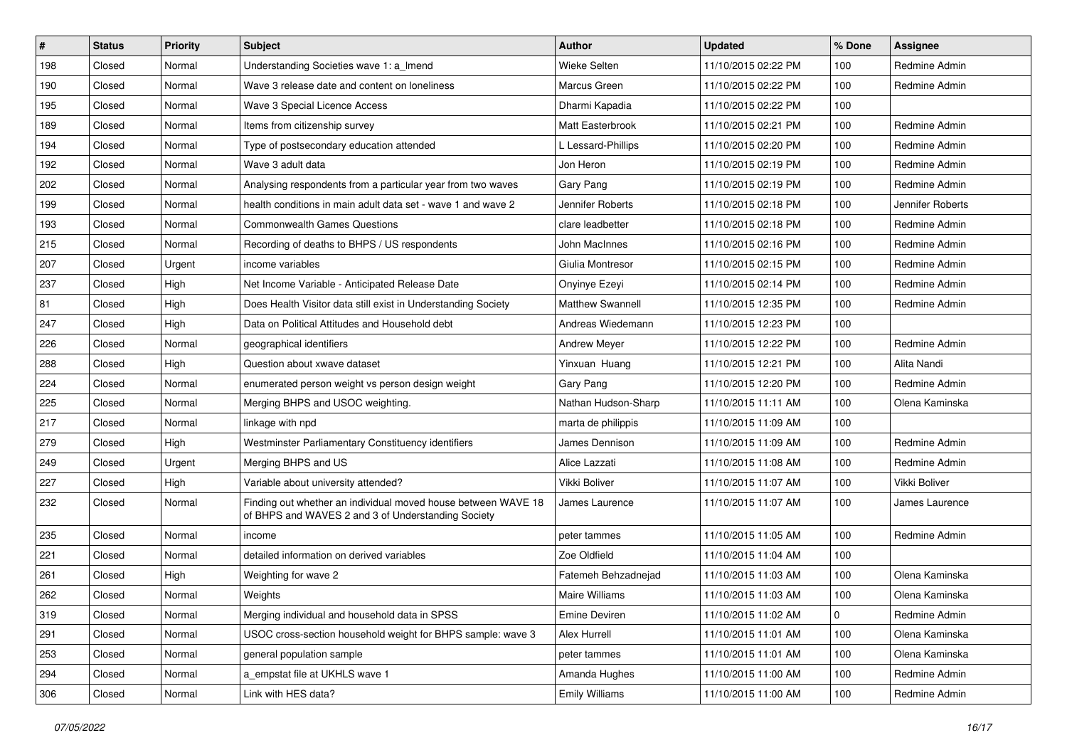| # | Status | Priority | Subject | Author | Updated | % Done | Assignee |
|---|---|---|---|---|---|---|---|
| 198 | Closed | Normal | Understanding Societies wave 1: a_lmend | Wieke Selten | 11/10/2015 02:22 PM | 100 | Redmine Admin |
| 190 | Closed | Normal | Wave 3 release date and content on loneliness | Marcus Green | 11/10/2015 02:22 PM | 100 | Redmine Admin |
| 195 | Closed | Normal | Wave 3 Special Licence Access | Dharmi Kapadia | 11/10/2015 02:22 PM | 100 | |
| 189 | Closed | Normal | Items from citizenship survey | Matt Easterbrook | 11/10/2015 02:21 PM | 100 | Redmine Admin |
| 194 | Closed | Normal | Type of postsecondary education attended | L Lessard-Phillips | 11/10/2015 02:20 PM | 100 | Redmine Admin |
| 192 | Closed | Normal | Wave 3 adult data | Jon Heron | 11/10/2015 02:19 PM | 100 | Redmine Admin |
| 202 | Closed | Normal | Analysing respondents from a particular year from two waves | Gary Pang | 11/10/2015 02:19 PM | 100 | Redmine Admin |
| 199 | Closed | Normal | health conditions in main adult data set - wave 1 and wave 2 | Jennifer Roberts | 11/10/2015 02:18 PM | 100 | Jennifer Roberts |
| 193 | Closed | Normal | Commonwealth Games Questions | clare leadbetter | 11/10/2015 02:18 PM | 100 | Redmine Admin |
| 215 | Closed | Normal | Recording of deaths to BHPS / US respondents | John MacInnes | 11/10/2015 02:16 PM | 100 | Redmine Admin |
| 207 | Closed | Urgent | income variables | Giulia Montresor | 11/10/2015 02:15 PM | 100 | Redmine Admin |
| 237 | Closed | High | Net Income Variable - Anticipated Release Date | Onyinye Ezeyi | 11/10/2015 02:14 PM | 100 | Redmine Admin |
| 81 | Closed | High | Does Health Visitor data still exist in Understanding Society | Matthew Swannell | 11/10/2015 12:35 PM | 100 | Redmine Admin |
| 247 | Closed | High | Data on Political Attitudes and Household debt | Andreas Wiedemann | 11/10/2015 12:23 PM | 100 | |
| 226 | Closed | Normal | geographical identifiers | Andrew Meyer | 11/10/2015 12:22 PM | 100 | Redmine Admin |
| 288 | Closed | High | Question about xwave dataset | Yinxuan Huang | 11/10/2015 12:21 PM | 100 | Alita Nandi |
| 224 | Closed | Normal | enumerated person weight vs person design weight | Gary Pang | 11/10/2015 12:20 PM | 100 | Redmine Admin |
| 225 | Closed | Normal | Merging BHPS and USOC weighting. | Nathan Hudson-Sharp | 11/10/2015 11:11 AM | 100 | Olena Kaminska |
| 217 | Closed | Normal | linkage with npd | marta de philippis | 11/10/2015 11:09 AM | 100 | |
| 279 | Closed | High | Westminster Parliamentary Constituency identifiers | James Dennison | 11/10/2015 11:09 AM | 100 | Redmine Admin |
| 249 | Closed | Urgent | Merging BHPS and US | Alice Lazzati | 11/10/2015 11:08 AM | 100 | Redmine Admin |
| 227 | Closed | High | Variable about university attended? | Vikki Boliver | 11/10/2015 11:07 AM | 100 | Vikki Boliver |
| 232 | Closed | Normal | Finding out whether an individual moved house between WAVE 18 of BHPS and WAVES 2 and 3 of Understanding Society | James Laurence | 11/10/2015 11:07 AM | 100 | James Laurence |
| 235 | Closed | Normal | income | peter tammes | 11/10/2015 11:05 AM | 100 | Redmine Admin |
| 221 | Closed | Normal | detailed information on derived variables | Zoe Oldfield | 11/10/2015 11:04 AM | 100 | |
| 261 | Closed | High | Weighting for wave 2 | Fatemeh Behzadnejad | 11/10/2015 11:03 AM | 100 | Olena Kaminska |
| 262 | Closed | Normal | Weights | Maire Williams | 11/10/2015 11:03 AM | 100 | Olena Kaminska |
| 319 | Closed | Normal | Merging individual and household data in SPSS | Emine Deviren | 11/10/2015 11:02 AM | 0 | Redmine Admin |
| 291 | Closed | Normal | USOC cross-section household weight for BHPS sample: wave 3 | Alex Hurrell | 11/10/2015 11:01 AM | 100 | Olena Kaminska |
| 253 | Closed | Normal | general population sample | peter tammes | 11/10/2015 11:01 AM | 100 | Olena Kaminska |
| 294 | Closed | Normal | a_empstat file at UKHLS wave 1 | Amanda Hughes | 11/10/2015 11:00 AM | 100 | Redmine Admin |
| 306 | Closed | Normal | Link with HES data? | Emily Williams | 11/10/2015 11:00 AM | 100 | Redmine Admin |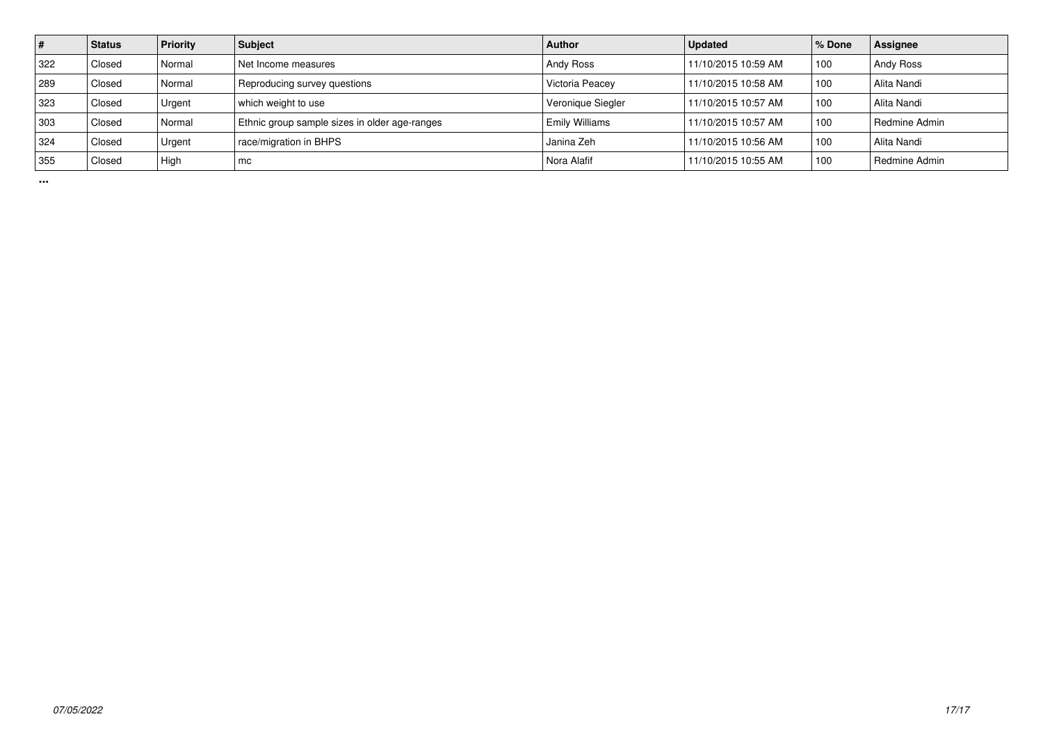| # | Status | Priority | Subject | Author | Updated | % Done | Assignee |
|---|---|---|---|---|---|---|---|
| 322 | Closed | Normal | Net Income measures | Andy Ross | 11/10/2015 10:59 AM | 100 | Andy Ross |
| 289 | Closed | Normal | Reproducing survey questions | Victoria Peacey | 11/10/2015 10:58 AM | 100 | Alita Nandi |
| 323 | Closed | Urgent | which weight to use | Veronique Siegler | 11/10/2015 10:57 AM | 100 | Alita Nandi |
| 303 | Closed | Normal | Ethnic group sample sizes in older age-ranges | Emily Williams | 11/10/2015 10:57 AM | 100 | Redmine Admin |
| 324 | Closed | Urgent | race/migration in BHPS | Janina Zeh | 11/10/2015 10:56 AM | 100 | Alita Nandi |
| 355 | Closed | High | mc | Nora Alafif | 11/10/2015 10:55 AM | 100 | Redmine Admin |

...